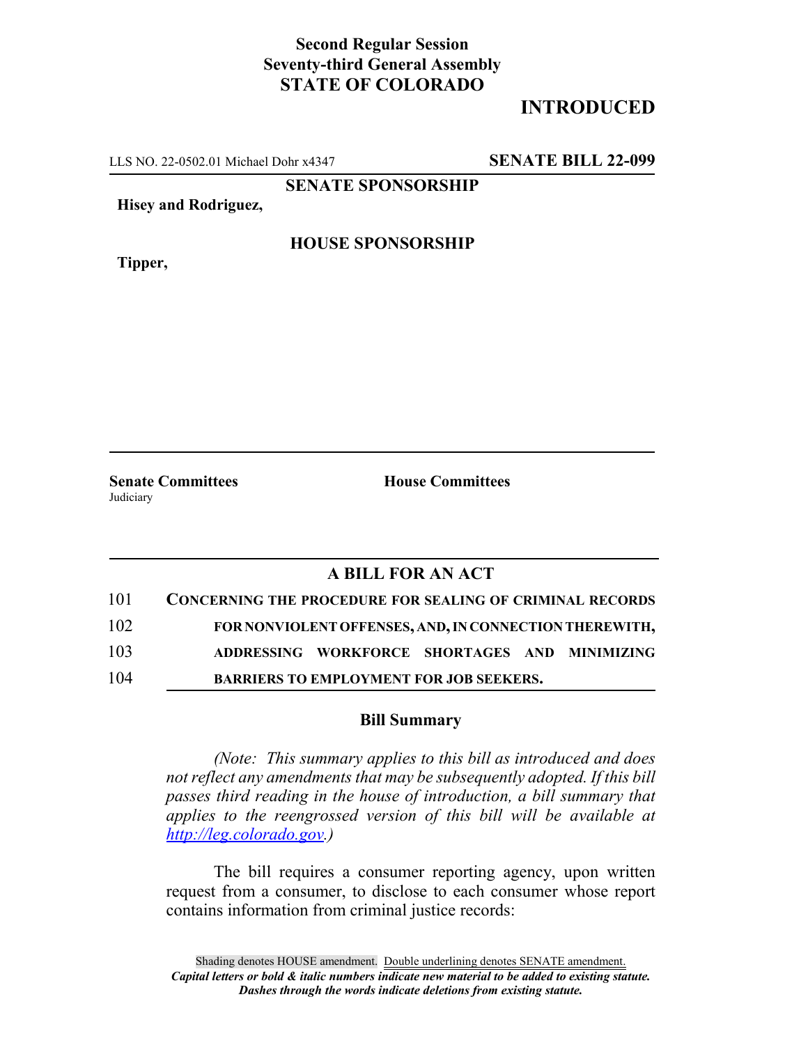**Second Regular Session**
**Seventy-third General Assembly**
**STATE OF COLORADO**

# INTRODUCED

LLS NO. 22-0502.01 Michael Dohr x4347 **SENATE BILL 22-099**

**SENATE SPONSORSHIP**

**Hisey and Rodriguez,**

**HOUSE SPONSORSHIP**

**Tipper,**

**Senate Committees**
Judiciary

**House Committees**

## A BILL FOR AN ACT

101 **CONCERNING THE PROCEDURE FOR SEALING OF CRIMINAL RECORDS**
102 **FOR NONVIOLENT OFFENSES, AND, IN CONNECTION THEREWITH,**
103 **ADDRESSING WORKFORCE SHORTAGES AND MINIMIZING**
104 **BARRIERS TO EMPLOYMENT FOR JOB SEEKERS.**

### Bill Summary

*(Note: This summary applies to this bill as introduced and does not reflect any amendments that may be subsequently adopted. If this bill passes third reading in the house of introduction, a bill summary that applies to the reengrossed version of this bill will be available at http://leg.colorado.gov.)*

The bill requires a consumer reporting agency, upon written request from a consumer, to disclose to each consumer whose report contains information from criminal justice records:

Shading denotes HOUSE amendment. Double underlining denotes SENATE amendment.
*Capital letters or bold & italic numbers indicate new material to be added to existing statute.*
*Dashes through the words indicate deletions from existing statute.*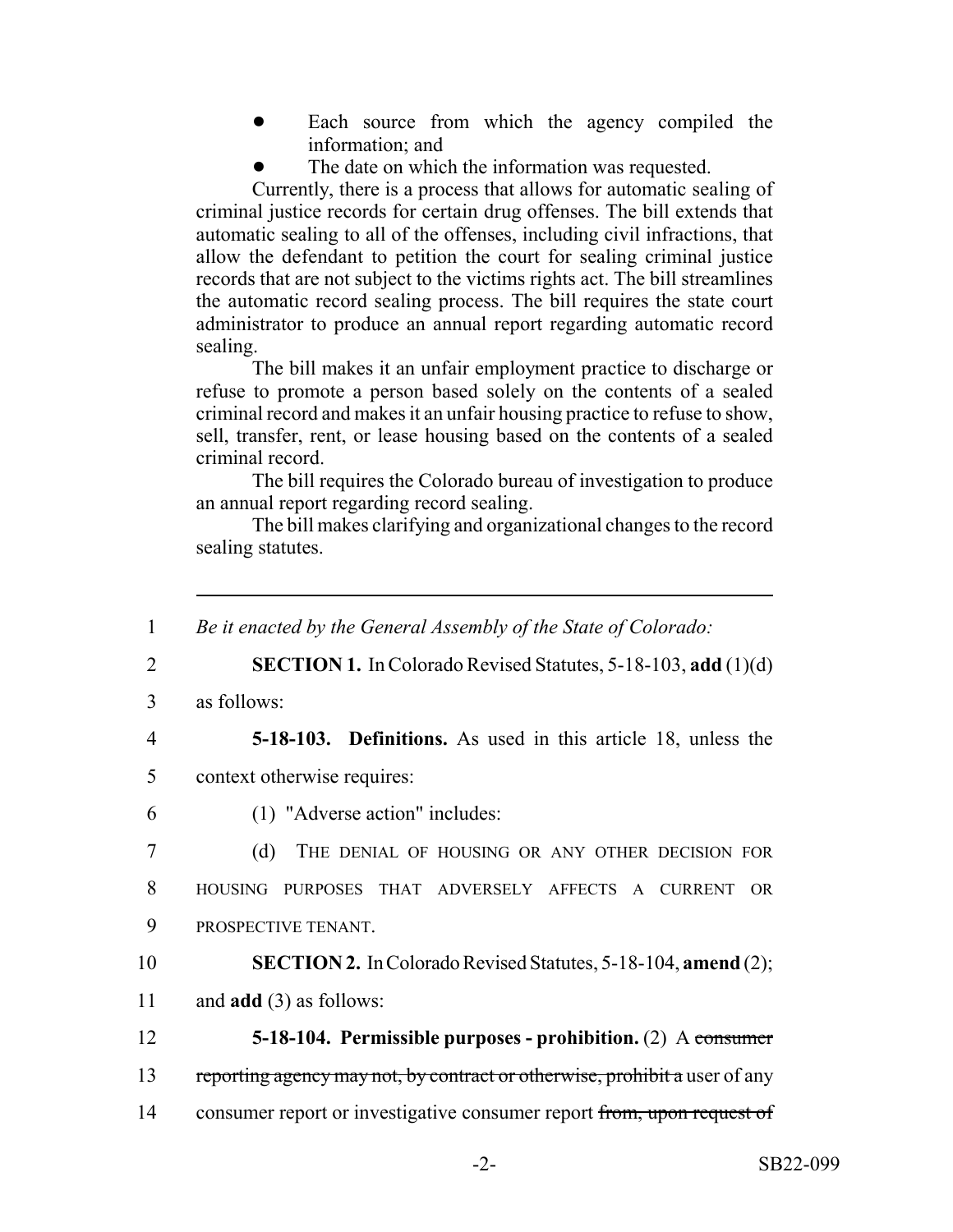- Each source from which the agency compiled the information; and
- The date on which the information was requested.

Currently, there is a process that allows for automatic sealing of criminal justice records for certain drug offenses. The bill extends that automatic sealing to all of the offenses, including civil infractions, that allow the defendant to petition the court for sealing criminal justice records that are not subject to the victims rights act. The bill streamlines the automatic record sealing process. The bill requires the state court administrator to produce an annual report regarding automatic record sealing.

The bill makes it an unfair employment practice to discharge or refuse to promote a person based solely on the contents of a sealed criminal record and makes it an unfair housing practice to refuse to show, sell, transfer, rent, or lease housing based on the contents of a sealed criminal record.

The bill requires the Colorado bureau of investigation to produce an annual report regarding record sealing.

The bill makes clarifying and organizational changes to the record sealing statutes.

---

*Be it enacted by the General Assembly of the State of Colorado:*

**SECTION 1.** In Colorado Revised Statutes, 5-18-103, **add** (1)(d) as follows:

**5-18-103. Definitions.** As used in this article 18, unless the context otherwise requires:

(1) "Adverse action" includes:

(d) THE DENIAL OF HOUSING OR ANY OTHER DECISION FOR HOUSING PURPOSES THAT ADVERSELY AFFECTS A CURRENT OR PROSPECTIVE TENANT.

**SECTION 2.** In Colorado Revised Statutes, 5-18-104, **amend** (2); and **add** (3) as follows:

**5-18-104. Permissible purposes - prohibition.** (2) A ~~consumer reporting agency may not, by contract or otherwise, prohibit a~~ user of any consumer report or investigative consumer report ~~from, upon request of~~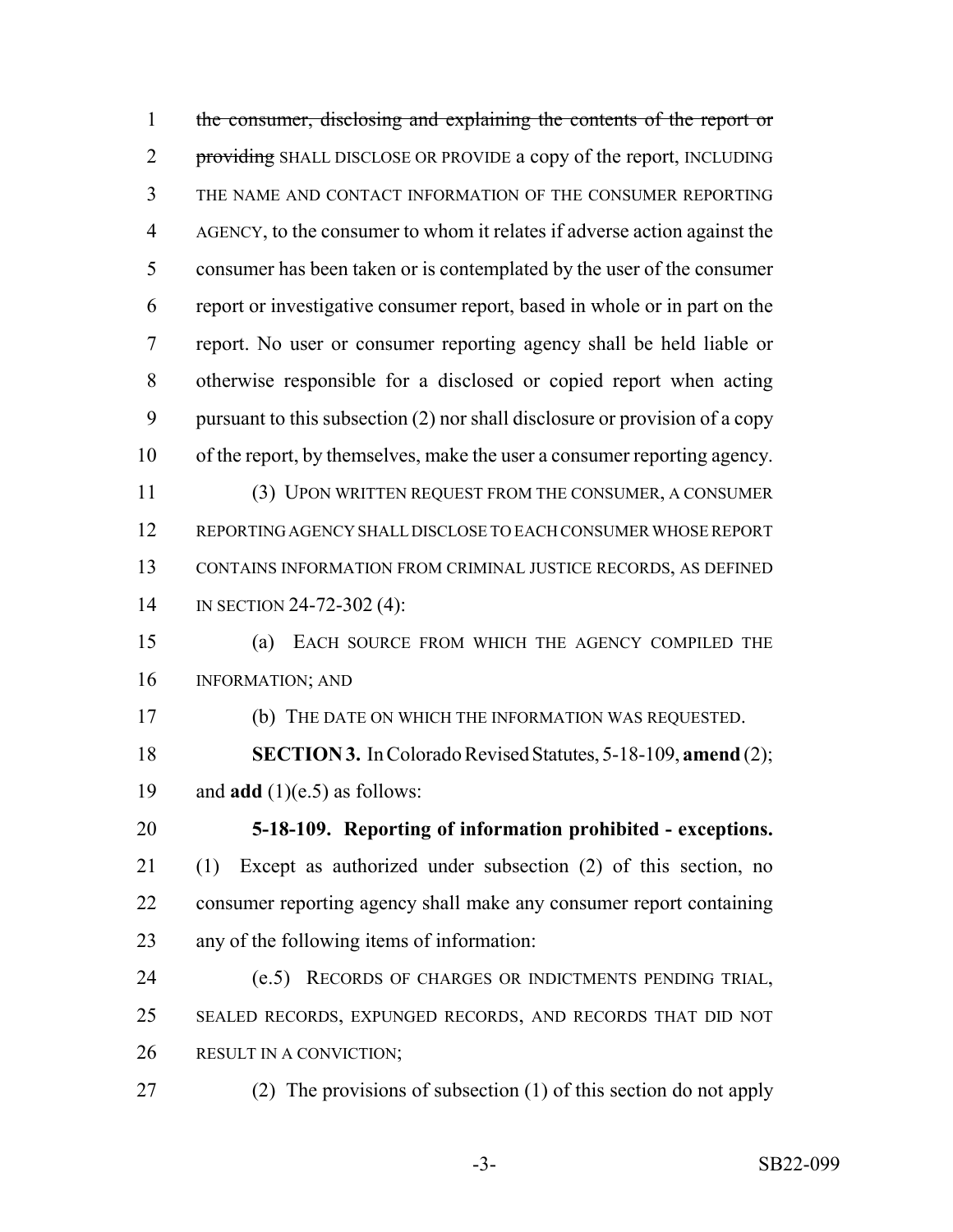~~the consumer, disclosing and explaining the contents of the report or providing~~ SHALL DISCLOSE OR PROVIDE a copy of the report, INCLUDING THE NAME AND CONTACT INFORMATION OF THE CONSUMER REPORTING AGENCY, to the consumer to whom it relates if adverse action against the consumer has been taken or is contemplated by the user of the consumer report or investigative consumer report, based in whole or in part on the report. No user or consumer reporting agency shall be held liable or otherwise responsible for a disclosed or copied report when acting pursuant to this subsection (2) nor shall disclosure or provision of a copy of the report, by themselves, make the user a consumer reporting agency.

(3) UPON WRITTEN REQUEST FROM THE CONSUMER, A CONSUMER REPORTING AGENCY SHALL DISCLOSE TO EACH CONSUMER WHOSE REPORT CONTAINS INFORMATION FROM CRIMINAL JUSTICE RECORDS, AS DEFINED IN SECTION 24-72-302 (4):

(a) EACH SOURCE FROM WHICH THE AGENCY COMPILED THE INFORMATION; AND

(b) THE DATE ON WHICH THE INFORMATION WAS REQUESTED.

**SECTION 3.** In Colorado Revised Statutes, 5-18-109, **amend** (2); and **add** (1)(e.5) as follows:

**5-18-109. Reporting of information prohibited - exceptions.** (1) Except as authorized under subsection (2) of this section, no consumer reporting agency shall make any consumer report containing any of the following items of information:

(e.5) RECORDS OF CHARGES OR INDICTMENTS PENDING TRIAL, SEALED RECORDS, EXPUNGED RECORDS, AND RECORDS THAT DID NOT RESULT IN A CONVICTION;

(2) The provisions of subsection (1) of this section do not apply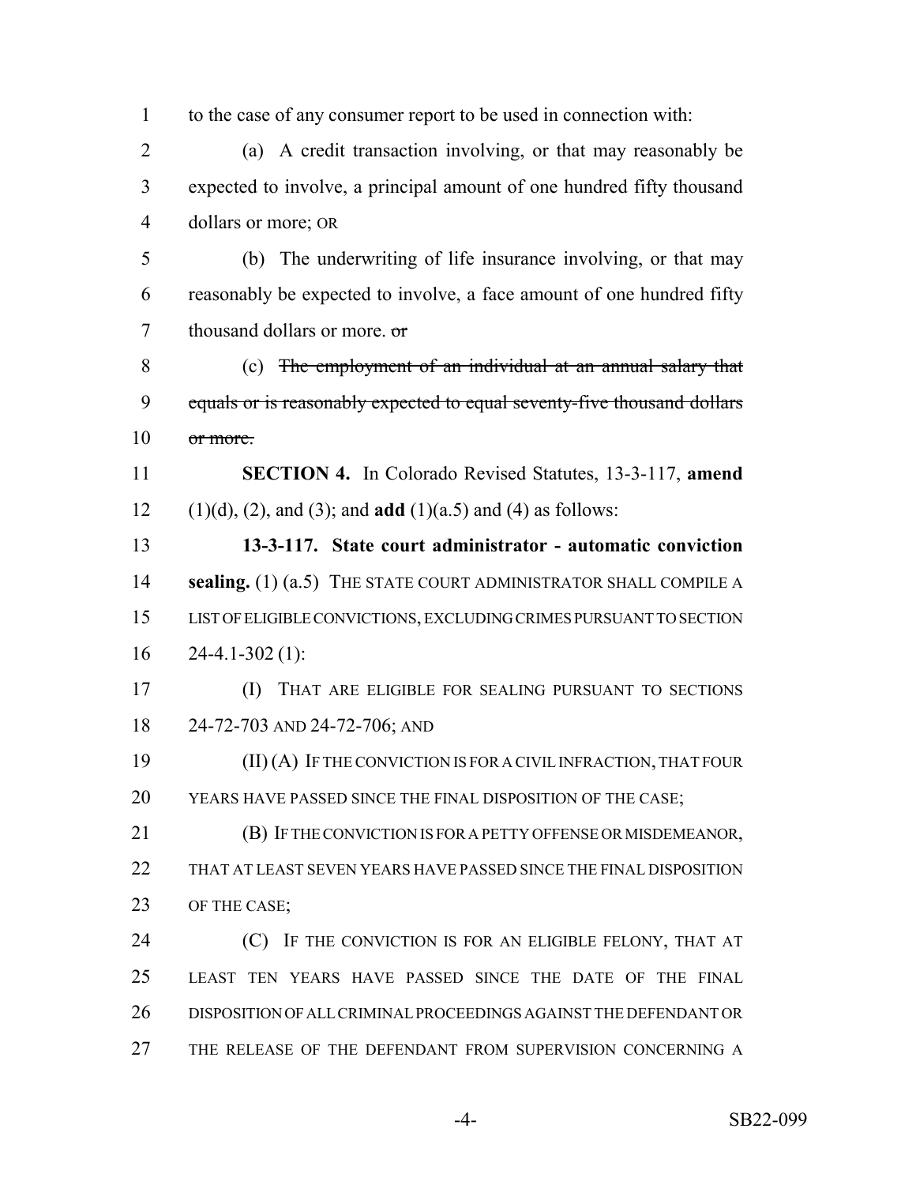to the case of any consumer report to be used in connection with:

(a) A credit transaction involving, or that may reasonably be expected to involve, a principal amount of one hundred fifty thousand dollars or more; OR

(b) The underwriting of life insurance involving, or that may reasonably be expected to involve, a face amount of one hundred fifty thousand dollars or more. ~~or~~

(c) ~~The employment of an individual at an annual salary that equals or is reasonably expected to equal seventy-five thousand dollars or more.~~

**SECTION 4.** In Colorado Revised Statutes, 13-3-117, **amend** (1)(d), (2), and (3); and **add** (1)(a.5) and (4) as follows:

**13-3-117. State court administrator - automatic conviction sealing.** (1) (a.5) THE STATE COURT ADMINISTRATOR SHALL COMPILE A LIST OF ELIGIBLE CONVICTIONS, EXCLUDING CRIMES PURSUANT TO SECTION 24-4.1-302 (1):

(I) THAT ARE ELIGIBLE FOR SEALING PURSUANT TO SECTIONS 24-72-703 AND 24-72-706; AND

(II) (A) IF THE CONVICTION IS FOR A CIVIL INFRACTION, THAT FOUR YEARS HAVE PASSED SINCE THE FINAL DISPOSITION OF THE CASE;

(B) IF THE CONVICTION IS FOR A PETTY OFFENSE OR MISDEMEANOR, THAT AT LEAST SEVEN YEARS HAVE PASSED SINCE THE FINAL DISPOSITION OF THE CASE;

(C) IF THE CONVICTION IS FOR AN ELIGIBLE FELONY, THAT AT LEAST TEN YEARS HAVE PASSED SINCE THE DATE OF THE FINAL DISPOSITION OF ALL CRIMINAL PROCEEDINGS AGAINST THE DEFENDANT OR THE RELEASE OF THE DEFENDANT FROM SUPERVISION CONCERNING A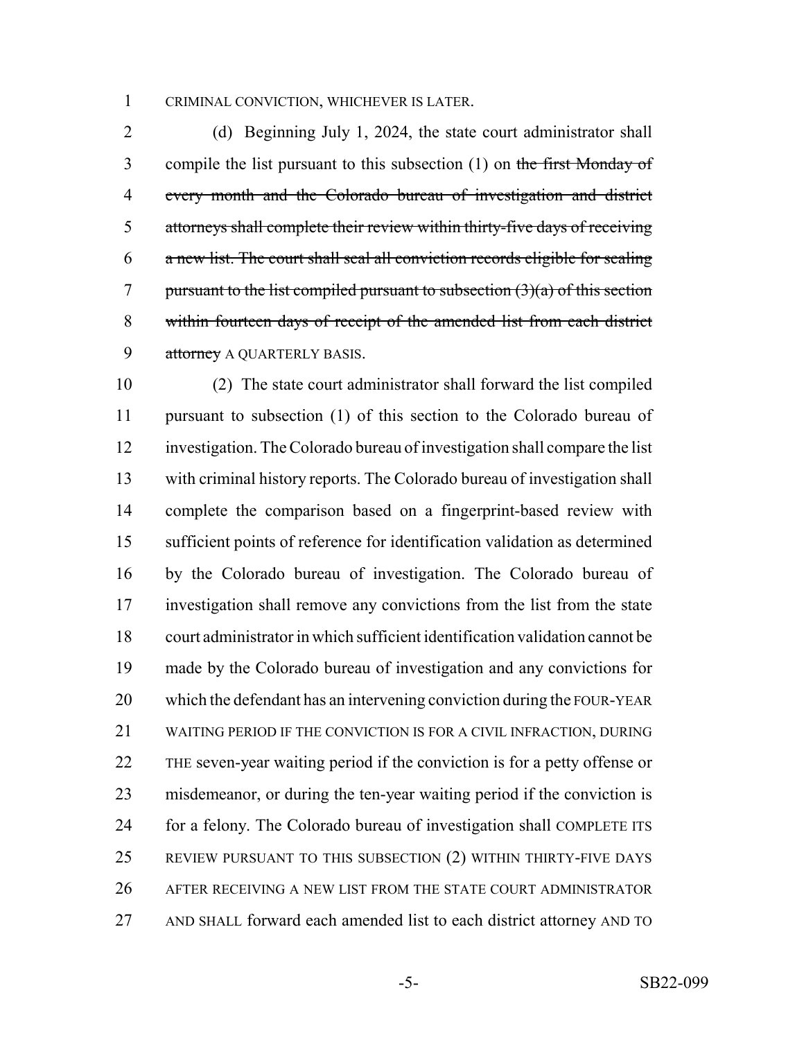CRIMINAL CONVICTION, WHICHEVER IS LATER.

(d) Beginning July 1, 2024, the state court administrator shall compile the list pursuant to this subsection (1) on ~~the first Monday of every month and the Colorado bureau of investigation and district attorneys shall complete their review within thirty-five days of receiving a new list. The court shall seal all conviction records eligible for sealing pursuant to the list compiled pursuant to subsection (3)(a) of this section within fourteen days of receipt of the amended list from each district attorney~~ A QUARTERLY BASIS.

(2) The state court administrator shall forward the list compiled pursuant to subsection (1) of this section to the Colorado bureau of investigation. The Colorado bureau of investigation shall compare the list with criminal history reports. The Colorado bureau of investigation shall complete the comparison based on a fingerprint-based review with sufficient points of reference for identification validation as determined by the Colorado bureau of investigation. The Colorado bureau of investigation shall remove any convictions from the list from the state court administrator in which sufficient identification validation cannot be made by the Colorado bureau of investigation and any convictions for which the defendant has an intervening conviction during the FOUR-YEAR WAITING PERIOD IF THE CONVICTION IS FOR A CIVIL INFRACTION, DURING THE seven-year waiting period if the conviction is for a petty offense or misdemeanor, or during the ten-year waiting period if the conviction is for a felony. The Colorado bureau of investigation shall COMPLETE ITS REVIEW PURSUANT TO THIS SUBSECTION (2) WITHIN THIRTY-FIVE DAYS AFTER RECEIVING A NEW LIST FROM THE STATE COURT ADMINISTRATOR AND SHALL forward each amended list to each district attorney AND TO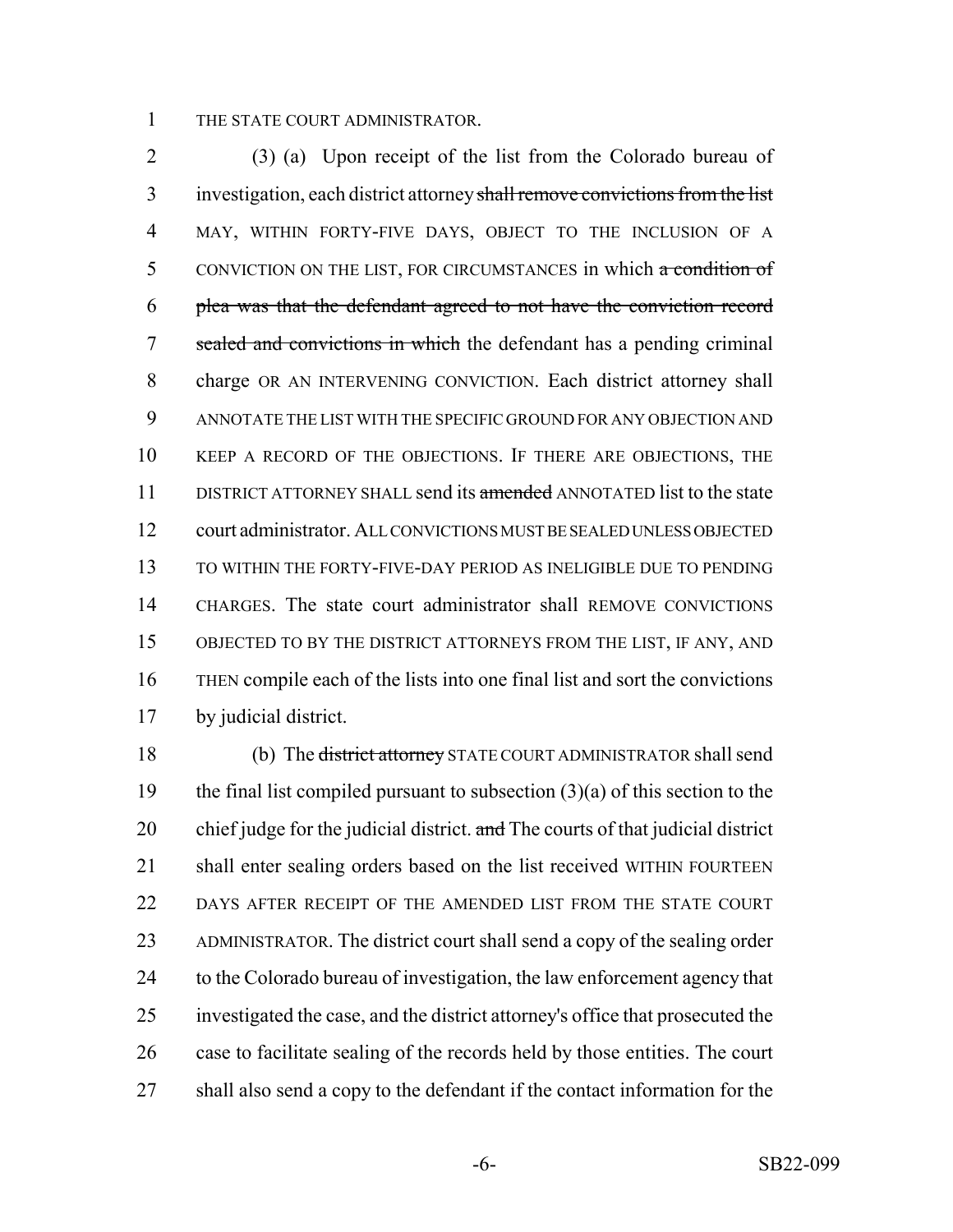THE STATE COURT ADMINISTRATOR.

(3) (a) Upon receipt of the list from the Colorado bureau of investigation, each district attorney ~~shall remove convictions from the list~~ MAY, WITHIN FORTY-FIVE DAYS, OBJECT TO THE INCLUSION OF A CONVICTION ON THE LIST, FOR CIRCUMSTANCES in which ~~a condition of plea was that the defendant agreed to not have the conviction record sealed and convictions in which~~ the defendant has a pending criminal charge OR AN INTERVENING CONVICTION. Each district attorney shall ANNOTATE THE LIST WITH THE SPECIFIC GROUND FOR ANY OBJECTION AND KEEP A RECORD OF THE OBJECTIONS. IF THERE ARE OBJECTIONS, THE DISTRICT ATTORNEY SHALL send its ~~amended~~ ANNOTATED list to the state court administrator. ALL CONVICTIONS MUST BE SEALED UNLESS OBJECTED TO WITHIN THE FORTY-FIVE-DAY PERIOD AS INELIGIBLE DUE TO PENDING CHARGES. The state court administrator shall REMOVE CONVICTIONS OBJECTED TO BY THE DISTRICT ATTORNEYS FROM THE LIST, IF ANY, AND THEN compile each of the lists into one final list and sort the convictions by judicial district.

(b) The ~~district attorney~~ STATE COURT ADMINISTRATOR shall send the final list compiled pursuant to subsection (3)(a) of this section to the chief judge for the judicial district. ~~and~~ The courts of that judicial district shall enter sealing orders based on the list received WITHIN FOURTEEN DAYS AFTER RECEIPT OF THE AMENDED LIST FROM THE STATE COURT ADMINISTRATOR. The district court shall send a copy of the sealing order to the Colorado bureau of investigation, the law enforcement agency that investigated the case, and the district attorney's office that prosecuted the case to facilitate sealing of the records held by those entities. The court shall also send a copy to the defendant if the contact information for the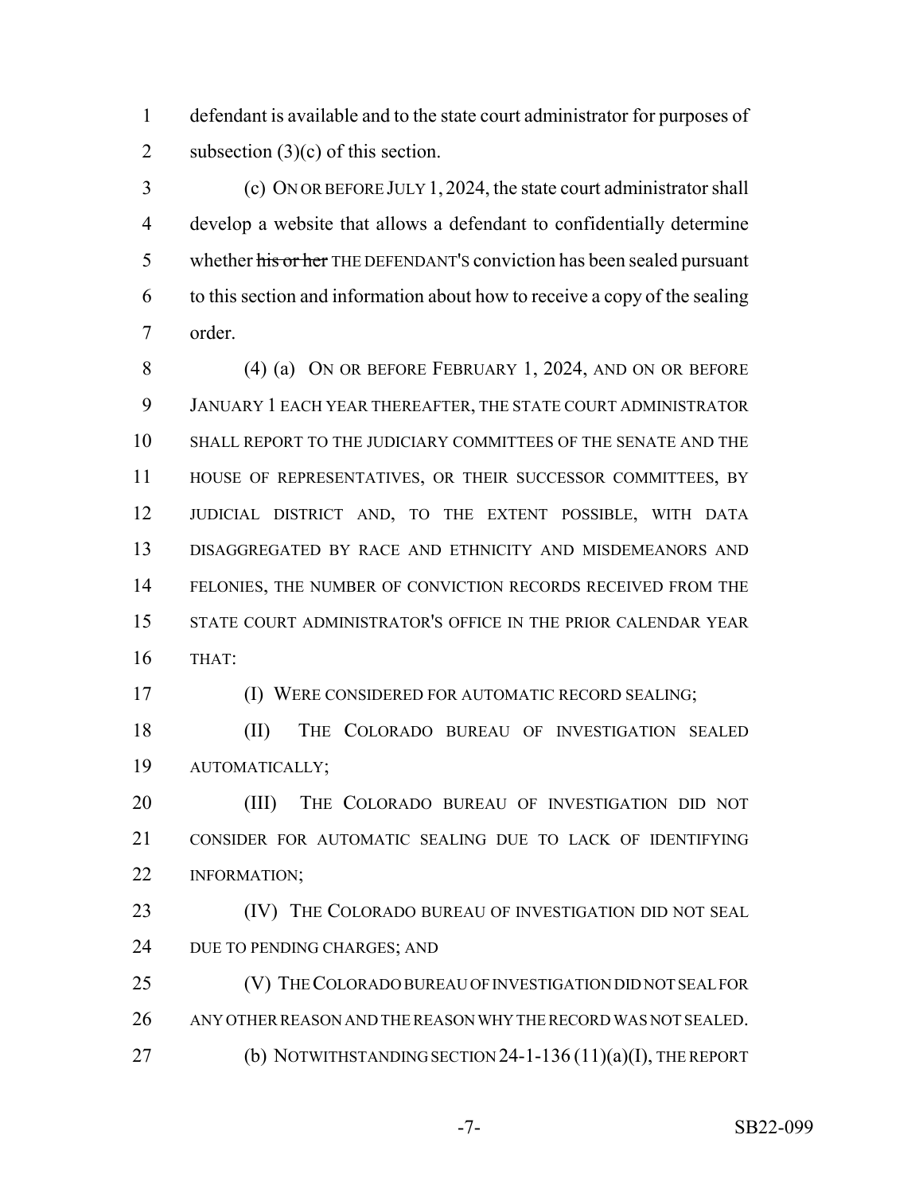defendant is available and to the state court administrator for purposes of subsection (3)(c) of this section.

(c) ON OR BEFORE JULY 1, 2024, the state court administrator shall develop a website that allows a defendant to confidentially determine whether ~~his or her~~ THE DEFENDANT'S conviction has been sealed pursuant to this section and information about how to receive a copy of the sealing order.

(4) (a) ON OR BEFORE FEBRUARY 1, 2024, AND ON OR BEFORE JANUARY 1 EACH YEAR THEREAFTER, THE STATE COURT ADMINISTRATOR SHALL REPORT TO THE JUDICIARY COMMITTEES OF THE SENATE AND THE HOUSE OF REPRESENTATIVES, OR THEIR SUCCESSOR COMMITTEES, BY JUDICIAL DISTRICT AND, TO THE EXTENT POSSIBLE, WITH DATA DISAGGREGATED BY RACE AND ETHNICITY AND MISDEMEANORS AND FELONIES, THE NUMBER OF CONVICTION RECORDS RECEIVED FROM THE STATE COURT ADMINISTRATOR'S OFFICE IN THE PRIOR CALENDAR YEAR THAT:

(I) WERE CONSIDERED FOR AUTOMATIC RECORD SEALING;

(II) THE COLORADO BUREAU OF INVESTIGATION SEALED AUTOMATICALLY;

(III) THE COLORADO BUREAU OF INVESTIGATION DID NOT CONSIDER FOR AUTOMATIC SEALING DUE TO LACK OF IDENTIFYING INFORMATION;

(IV) THE COLORADO BUREAU OF INVESTIGATION DID NOT SEAL DUE TO PENDING CHARGES; AND

(V) THE COLORADO BUREAU OF INVESTIGATION DID NOT SEAL FOR ANY OTHER REASON AND THE REASON WHY THE RECORD WAS NOT SEALED.

(b) NOTWITHSTANDING SECTION 24-1-136 (11)(a)(I), THE REPORT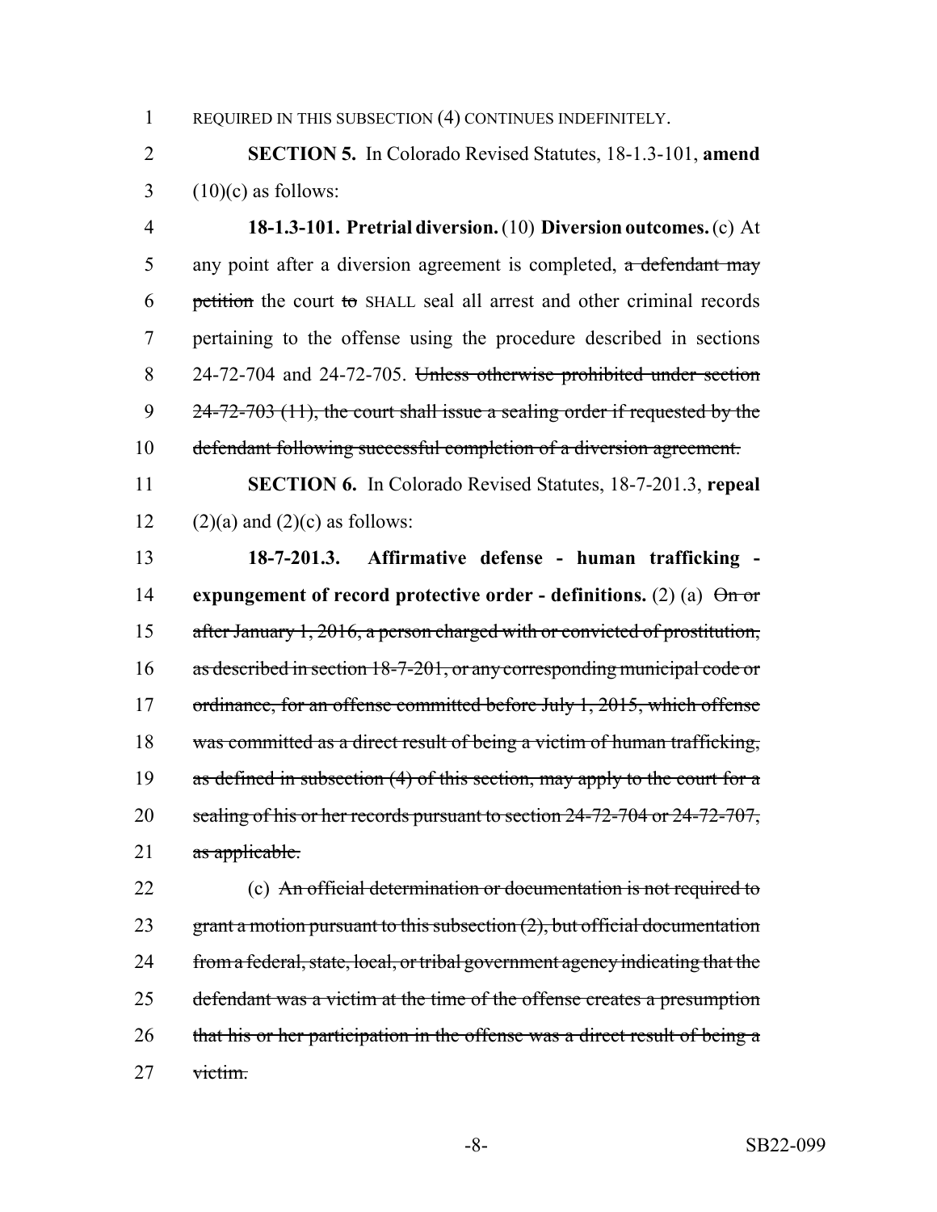REQUIRED IN THIS SUBSECTION (4) CONTINUES INDEFINITELY.

**SECTION 5.** In Colorado Revised Statutes, 18-1.3-101, **amend** (10)(c) as follows:

**18-1.3-101. Pretrial diversion.** (10) **Diversion outcomes.** (c) At any point after a diversion agreement is completed, ~~a defendant may petition~~ the court ~~to~~ SHALL seal all arrest and other criminal records pertaining to the offense using the procedure described in sections 24-72-704 and 24-72-705. ~~Unless otherwise prohibited under section 24-72-703 (11), the court shall issue a sealing order if requested by the defendant following successful completion of a diversion agreement.~~

**SECTION 6.** In Colorado Revised Statutes, 18-7-201.3, **repeal** (2)(a) and (2)(c) as follows:

**18-7-201.3. Affirmative defense - human trafficking - expungement of record protective order - definitions.** (2) (a) ~~On or after January 1, 2016, a person charged with or convicted of prostitution, as described in section 18-7-201, or any corresponding municipal code or ordinance, for an offense committed before July 1, 2015, which offense was committed as a direct result of being a victim of human trafficking, as defined in subsection (4) of this section, may apply to the court for a sealing of his or her records pursuant to section 24-72-704 or 24-72-707, as applicable.~~

(c) ~~An official determination or documentation is not required to grant a motion pursuant to this subsection (2), but official documentation from a federal, state, local, or tribal government agency indicating that the defendant was a victim at the time of the offense creates a presumption that his or her participation in the offense was a direct result of being a victim.~~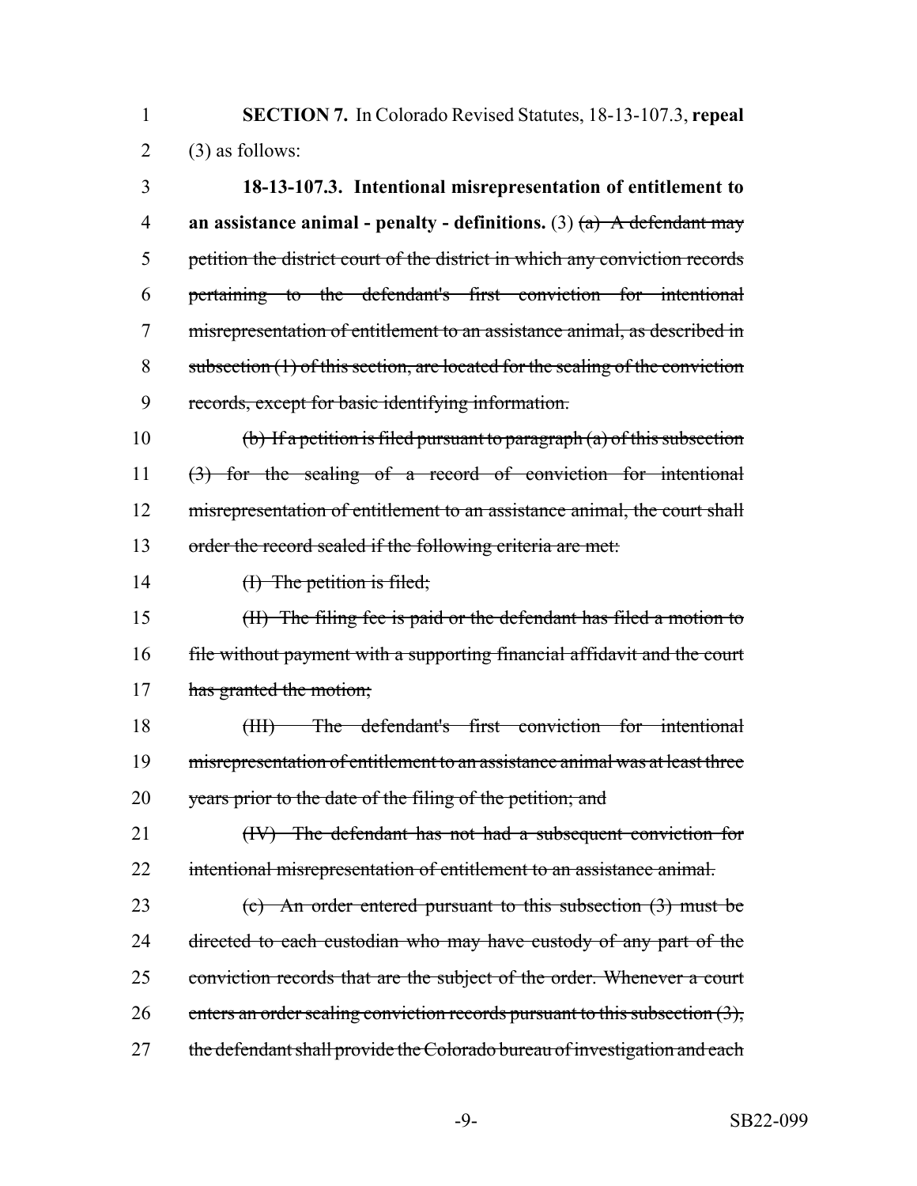**SECTION 7.** In Colorado Revised Statutes, 18-13-107.3, **repeal** (3) as follows:

**18-13-107.3. Intentional misrepresentation of entitlement to an assistance animal - penalty - definitions.** (3) ~~(a) A defendant may petition the district court of the district in which any conviction records pertaining to the defendant's first conviction for intentional misrepresentation of entitlement to an assistance animal, as described in subsection (1) of this section, are located for the sealing of the conviction records, except for basic identifying information.~~

~~(b) If a petition is filed pursuant to paragraph (a) of this subsection (3) for the sealing of a record of conviction for intentional misrepresentation of entitlement to an assistance animal, the court shall order the record sealed if the following criteria are met:~~

~~(I) The petition is filed;~~

~~(II) The filing fee is paid or the defendant has filed a motion to file without payment with a supporting financial affidavit and the court has granted the motion;~~

~~(III) The defendant's first conviction for intentional misrepresentation of entitlement to an assistance animal was at least three years prior to the date of the filing of the petition; and~~

~~(IV) The defendant has not had a subsequent conviction for intentional misrepresentation of entitlement to an assistance animal.~~

~~(c) An order entered pursuant to this subsection (3) must be directed to each custodian who may have custody of any part of the conviction records that are the subject of the order. Whenever a court enters an order sealing conviction records pursuant to this subsection (3), the defendant shall provide the Colorado bureau of investigation and each~~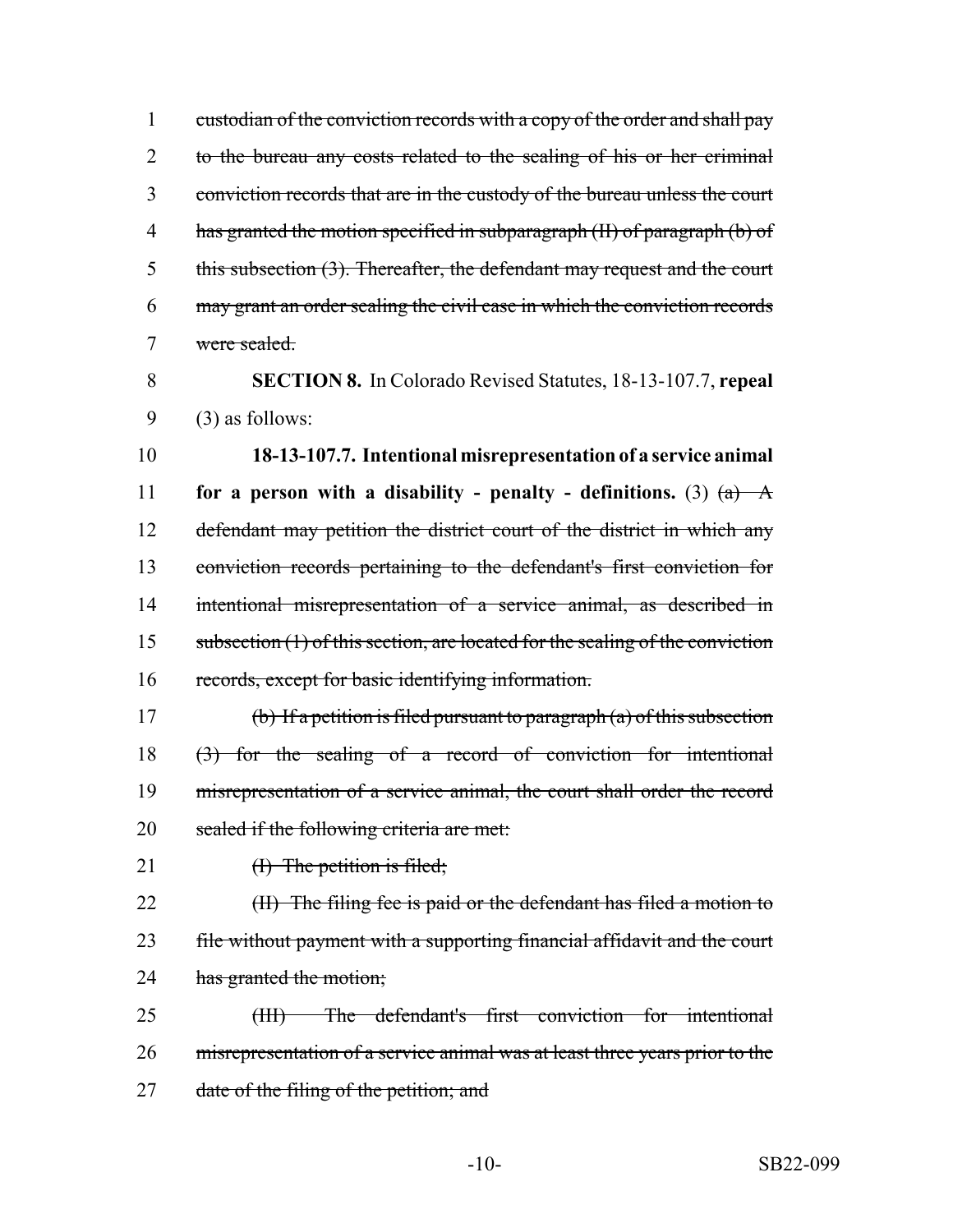custodian of the conviction records with a copy of the order and shall pay to the bureau any costs related to the sealing of his or her criminal conviction records that are in the custody of the bureau unless the court has granted the motion specified in subparagraph (II) of paragraph (b) of this subsection (3). Thereafter, the defendant may request and the court may grant an order sealing the civil case in which the conviction records were sealed.

**SECTION 8.** In Colorado Revised Statutes, 18-13-107.7, **repeal** (3) as follows:

**18-13-107.7. Intentional misrepresentation of a service animal for a person with a disability - penalty - definitions.** (3) (a) A defendant may petition the district court of the district in which any conviction records pertaining to the defendant's first conviction for intentional misrepresentation of a service animal, as described in subsection (1) of this section, are located for the sealing of the conviction records, except for basic identifying information.

(b) If a petition is filed pursuant to paragraph (a) of this subsection (3) for the sealing of a record of conviction for intentional misrepresentation of a service animal, the court shall order the record sealed if the following criteria are met:

(I) The petition is filed;

(II) The filing fee is paid or the defendant has filed a motion to file without payment with a supporting financial affidavit and the court has granted the motion;

(III) The defendant's first conviction for intentional misrepresentation of a service animal was at least three years prior to the date of the filing of the petition; and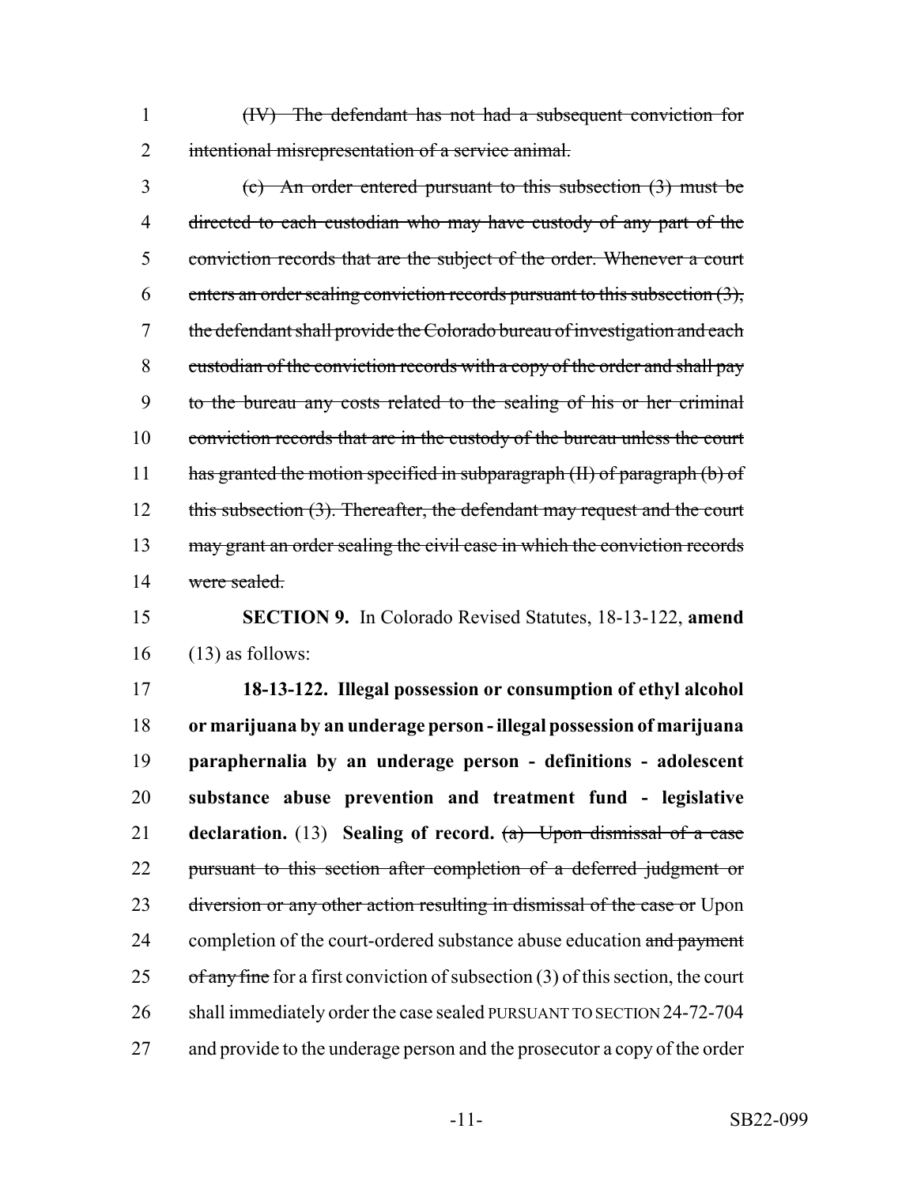1 (IV) The defendant has not had a subsequent conviction for
2 intentional misrepresentation of a service animal.

3 (c) An order entered pursuant to this subsection (3) must be
4 directed to each custodian who may have custody of any part of the
5 conviction records that are the subject of the order. Whenever a court
6 enters an order sealing conviction records pursuant to this subsection (3),
7 the defendant shall provide the Colorado bureau of investigation and each
8 custodian of the conviction records with a copy of the order and shall pay
9 to the bureau any costs related to the sealing of his or her criminal
10 conviction records that are in the custody of the bureau unless the court
11 has granted the motion specified in subparagraph (II) of paragraph (b) of
12 this subsection (3). Thereafter, the defendant may request and the court
13 may grant an order sealing the civil case in which the conviction records
14 were sealed.

15 **SECTION 9.** In Colorado Revised Statutes, 18-13-122, **amend**
16 (13) as follows:

17 **18-13-122. Illegal possession or consumption of ethyl alcohol**
18 **or marijuana by an underage person - illegal possession of marijuana**
19 **paraphernalia by an underage person - definitions - adolescent**
20 **substance abuse prevention and treatment fund - legislative**
21 **declaration.** (13) **Sealing of record.** (a) Upon dismissal of a case
22 pursuant to this section after completion of a deferred judgment or
23 diversion or any other action resulting in dismissal of the case or Upon
24 completion of the court-ordered substance abuse education and payment
25 of any fine for a first conviction of subsection (3) of this section, the court
26 shall immediately order the case sealed PURSUANT TO SECTION 24-72-704
27 and provide to the underage person and the prosecutor a copy of the order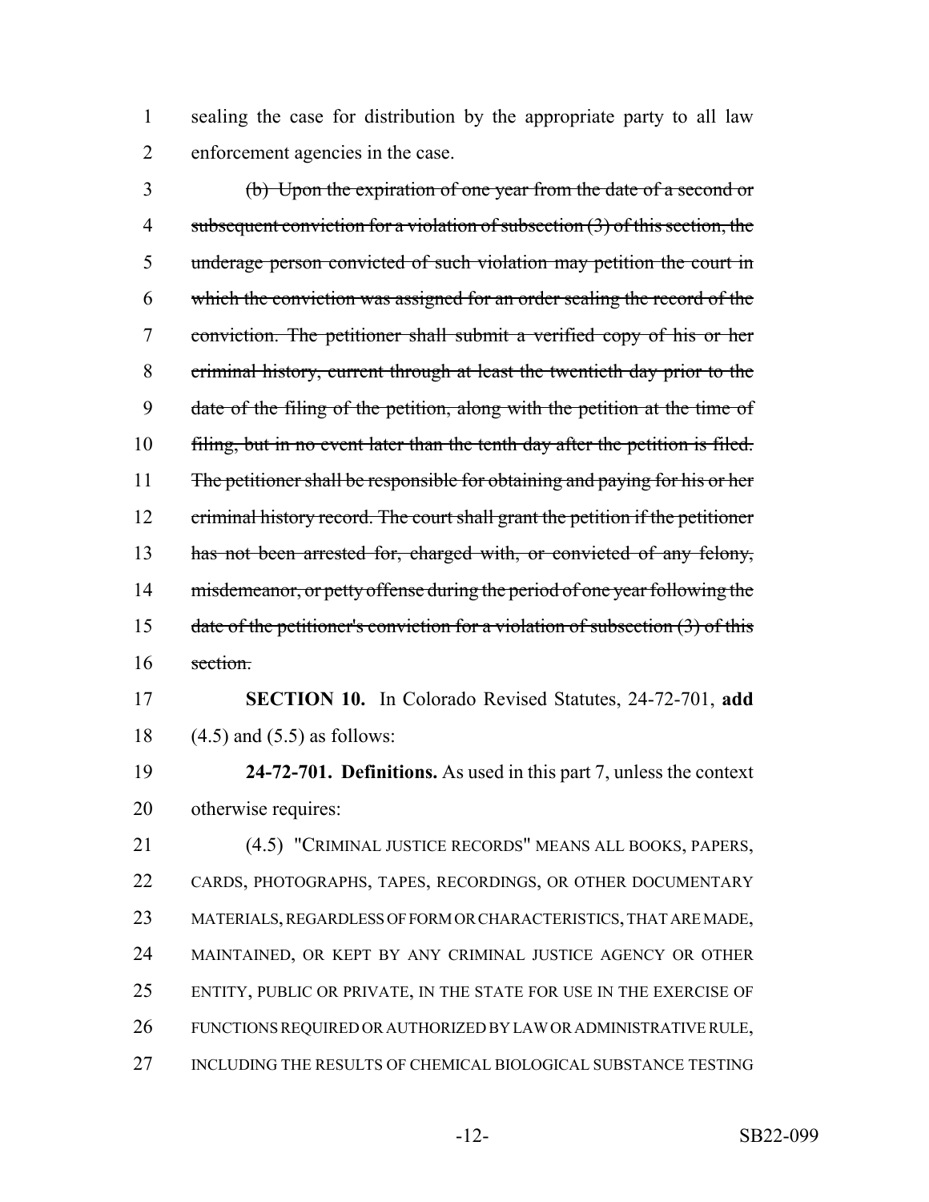sealing the case for distribution by the appropriate party to all law enforcement agencies in the case.

~~(b) Upon the expiration of one year from the date of a second or subsequent conviction for a violation of subsection (3) of this section, the underage person convicted of such violation may petition the court in which the conviction was assigned for an order sealing the record of the conviction. The petitioner shall submit a verified copy of his or her criminal history, current through at least the twentieth day prior to the date of the filing of the petition, along with the petition at the time of filing, but in no event later than the tenth day after the petition is filed. The petitioner shall be responsible for obtaining and paying for his or her criminal history record. The court shall grant the petition if the petitioner has not been arrested for, charged with, or convicted of any felony, misdemeanor, or petty offense during the period of one year following the date of the petitioner's conviction for a violation of subsection (3) of this section.~~

**SECTION 10.** In Colorado Revised Statutes, 24-72-701, **add** (4.5) and (5.5) as follows:

**24-72-701. Definitions.** As used in this part 7, unless the context otherwise requires:

(4.5) "CRIMINAL JUSTICE RECORDS" MEANS ALL BOOKS, PAPERS, CARDS, PHOTOGRAPHS, TAPES, RECORDINGS, OR OTHER DOCUMENTARY MATERIALS, REGARDLESS OF FORM OR CHARACTERISTICS, THAT ARE MADE, MAINTAINED, OR KEPT BY ANY CRIMINAL JUSTICE AGENCY OR OTHER ENTITY, PUBLIC OR PRIVATE, IN THE STATE FOR USE IN THE EXERCISE OF FUNCTIONS REQUIRED OR AUTHORIZED BY LAW OR ADMINISTRATIVE RULE, INCLUDING THE RESULTS OF CHEMICAL BIOLOGICAL SUBSTANCE TESTING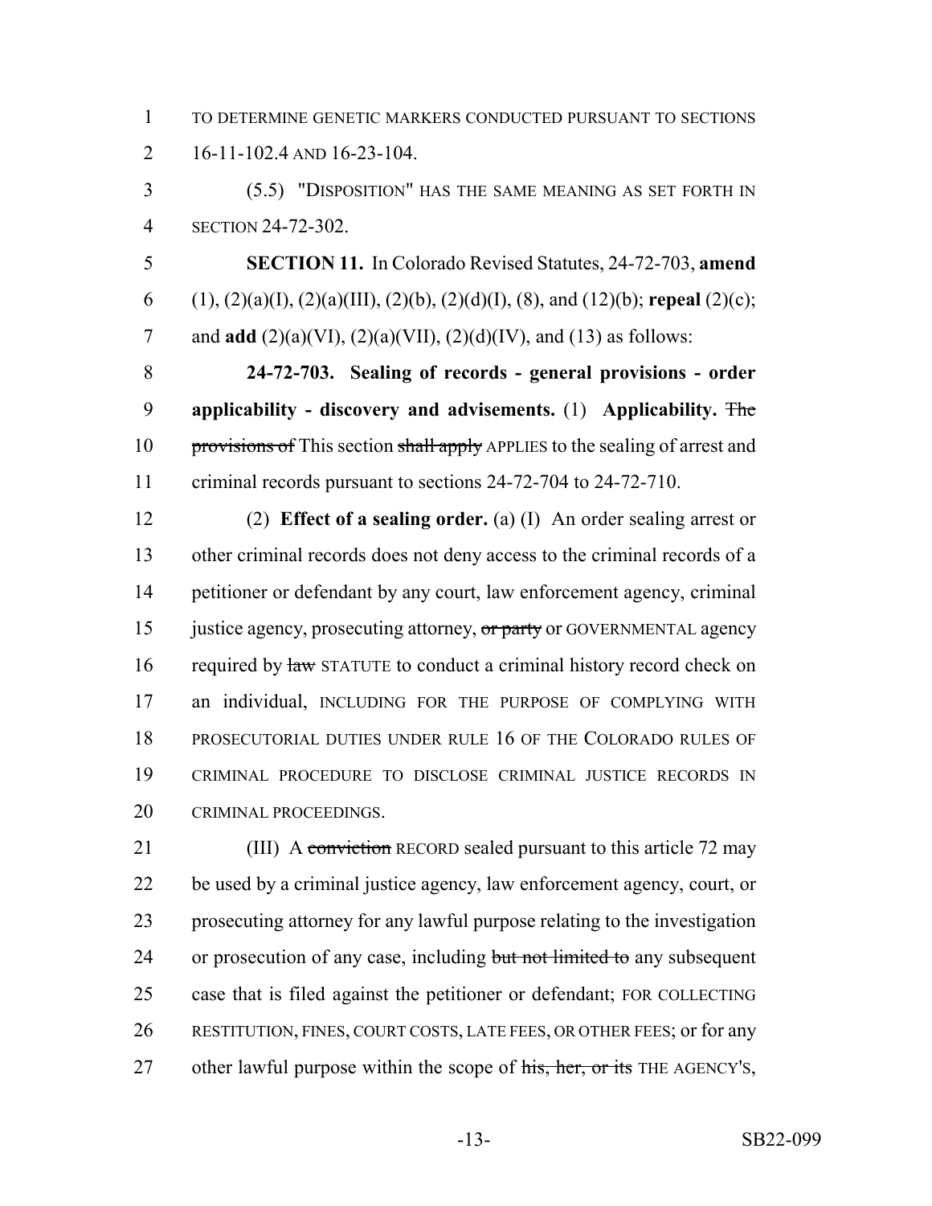TO DETERMINE GENETIC MARKERS CONDUCTED PURSUANT TO SECTIONS 16-11-102.4 AND 16-23-104.

(5.5) "DISPOSITION" HAS THE SAME MEANING AS SET FORTH IN SECTION 24-72-302.

**SECTION 11.** In Colorado Revised Statutes, 24-72-703, **amend** (1), (2)(a)(I), (2)(a)(III), (2)(b), (2)(d)(I), (8), and (12)(b); **repeal** (2)(c); and **add** (2)(a)(VI), (2)(a)(VII), (2)(d)(IV), and (13) as follows:

**24-72-703. Sealing of records - general provisions - order applicability - discovery and advisements.** (1) **Applicability.** ~~The provisions of~~ This section ~~shall apply~~ APPLIES to the sealing of arrest and criminal records pursuant to sections 24-72-704 to 24-72-710.

(2) **Effect of a sealing order.** (a) (I) An order sealing arrest or other criminal records does not deny access to the criminal records of a petitioner or defendant by any court, law enforcement agency, criminal justice agency, prosecuting attorney, ~~or party~~ or GOVERNMENTAL agency required by ~~law~~ STATUTE to conduct a criminal history record check on an individual, INCLUDING FOR THE PURPOSE OF COMPLYING WITH PROSECUTORIAL DUTIES UNDER RULE 16 OF THE COLORADO RULES OF CRIMINAL PROCEDURE TO DISCLOSE CRIMINAL JUSTICE RECORDS IN CRIMINAL PROCEEDINGS.

(III) A ~~conviction~~ RECORD sealed pursuant to this article 72 may be used by a criminal justice agency, law enforcement agency, court, or prosecuting attorney for any lawful purpose relating to the investigation or prosecution of any case, including ~~but not limited to~~ any subsequent case that is filed against the petitioner or defendant; FOR COLLECTING RESTITUTION, FINES, COURT COSTS, LATE FEES, OR OTHER FEES; or for any other lawful purpose within the scope of ~~his, her, or its~~ THE AGENCY'S,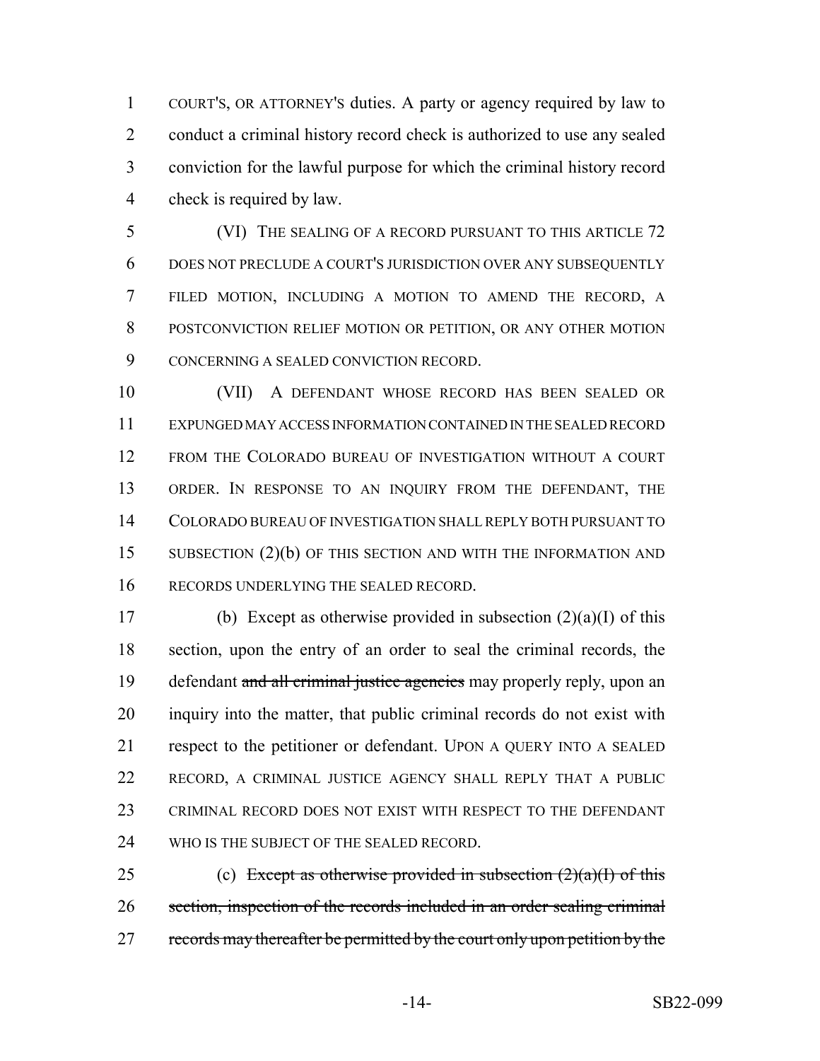COURT'S, OR ATTORNEY'S duties. A party or agency required by law to conduct a criminal history record check is authorized to use any sealed conviction for the lawful purpose for which the criminal history record check is required by law.

(VI) THE SEALING OF A RECORD PURSUANT TO THIS ARTICLE 72 DOES NOT PRECLUDE A COURT'S JURISDICTION OVER ANY SUBSEQUENTLY FILED MOTION, INCLUDING A MOTION TO AMEND THE RECORD, A POSTCONVICTION RELIEF MOTION OR PETITION, OR ANY OTHER MOTION CONCERNING A SEALED CONVICTION RECORD.

(VII) A DEFENDANT WHOSE RECORD HAS BEEN SEALED OR EXPUNGED MAY ACCESS INFORMATION CONTAINED IN THE SEALED RECORD FROM THE COLORADO BUREAU OF INVESTIGATION WITHOUT A COURT ORDER. IN RESPONSE TO AN INQUIRY FROM THE DEFENDANT, THE COLORADO BUREAU OF INVESTIGATION SHALL REPLY BOTH PURSUANT TO SUBSECTION (2)(b) OF THIS SECTION AND WITH THE INFORMATION AND RECORDS UNDERLYING THE SEALED RECORD.

(b) Except as otherwise provided in subsection (2)(a)(I) of this section, upon the entry of an order to seal the criminal records, the defendant ~~and all criminal justice agencies~~ may properly reply, upon an inquiry into the matter, that public criminal records do not exist with respect to the petitioner or defendant. UPON A QUERY INTO A SEALED RECORD, A CRIMINAL JUSTICE AGENCY SHALL REPLY THAT A PUBLIC CRIMINAL RECORD DOES NOT EXIST WITH RESPECT TO THE DEFENDANT WHO IS THE SUBJECT OF THE SEALED RECORD.

(c) ~~Except as otherwise provided in subsection (2)(a)(I) of this section, inspection of the records included in an order sealing criminal records may thereafter be permitted by the court only upon petition by the~~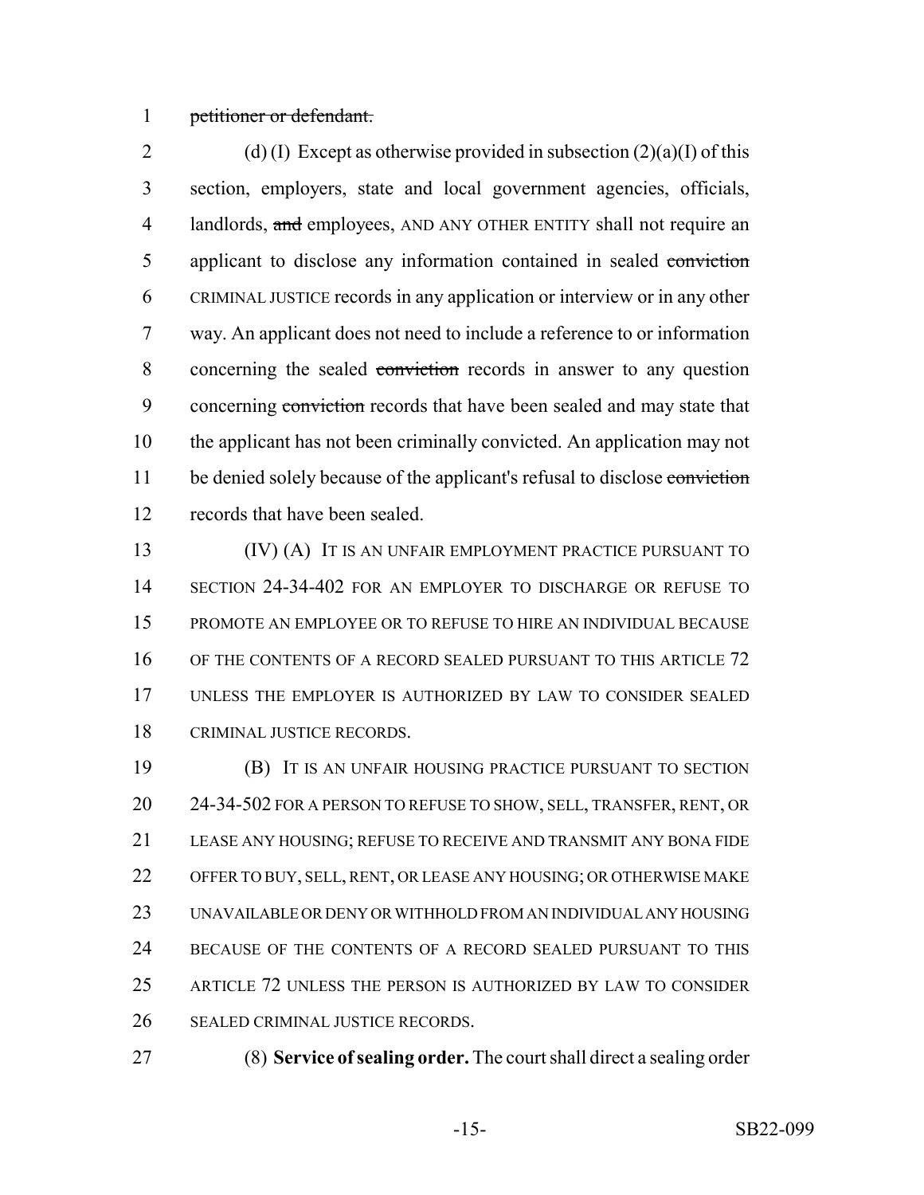~~petitioner or defendant.~~

(d) (I) Except as otherwise provided in subsection (2)(a)(I) of this section, employers, state and local government agencies, officials, landlords, ~~and~~ employees, AND ANY OTHER ENTITY shall not require an applicant to disclose any information contained in sealed ~~conviction~~ CRIMINAL JUSTICE records in any application or interview or in any other way. An applicant does not need to include a reference to or information concerning the sealed ~~conviction~~ records in answer to any question concerning ~~conviction~~ records that have been sealed and may state that the applicant has not been criminally convicted. An application may not be denied solely because of the applicant's refusal to disclose ~~conviction~~ records that have been sealed.

(IV) (A) IT IS AN UNFAIR EMPLOYMENT PRACTICE PURSUANT TO SECTION 24-34-402 FOR AN EMPLOYER TO DISCHARGE OR REFUSE TO PROMOTE AN EMPLOYEE OR TO REFUSE TO HIRE AN INDIVIDUAL BECAUSE OF THE CONTENTS OF A RECORD SEALED PURSUANT TO THIS ARTICLE 72 UNLESS THE EMPLOYER IS AUTHORIZED BY LAW TO CONSIDER SEALED CRIMINAL JUSTICE RECORDS.

(B) IT IS AN UNFAIR HOUSING PRACTICE PURSUANT TO SECTION 24-34-502 FOR A PERSON TO REFUSE TO SHOW, SELL, TRANSFER, RENT, OR LEASE ANY HOUSING; REFUSE TO RECEIVE AND TRANSMIT ANY BONA FIDE OFFER TO BUY, SELL, RENT, OR LEASE ANY HOUSING; OR OTHERWISE MAKE UNAVAILABLE OR DENY OR WITHHOLD FROM AN INDIVIDUAL ANY HOUSING BECAUSE OF THE CONTENTS OF A RECORD SEALED PURSUANT TO THIS ARTICLE 72 UNLESS THE PERSON IS AUTHORIZED BY LAW TO CONSIDER SEALED CRIMINAL JUSTICE RECORDS.

(8) **Service of sealing order.** The court shall direct a sealing order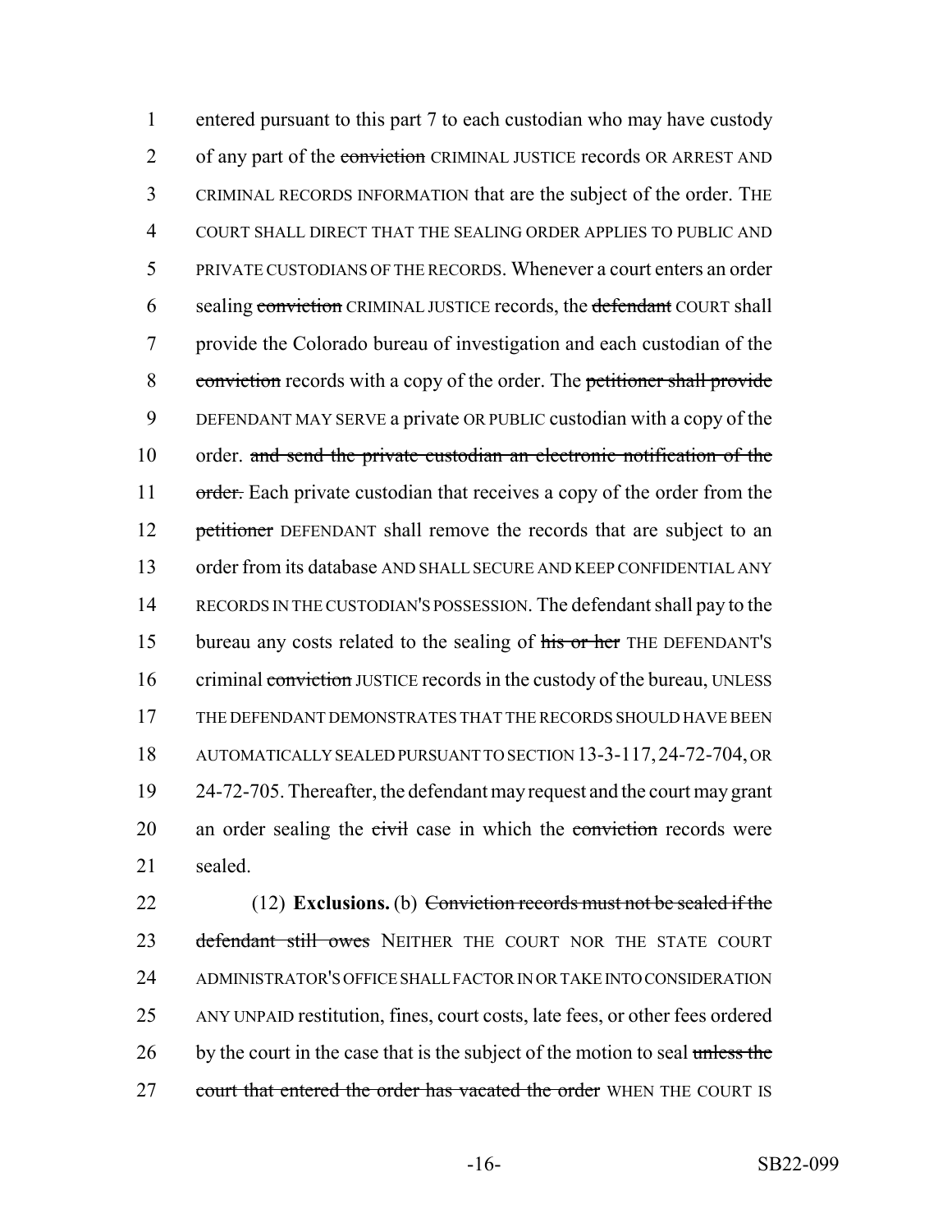entered pursuant to this part 7 to each custodian who may have custody of any part of the ~~conviction~~ CRIMINAL JUSTICE records OR ARREST AND CRIMINAL RECORDS INFORMATION that are the subject of the order. THE COURT SHALL DIRECT THAT THE SEALING ORDER APPLIES TO PUBLIC AND PRIVATE CUSTODIANS OF THE RECORDS. Whenever a court enters an order sealing ~~conviction~~ CRIMINAL JUSTICE records, the ~~defendant~~ COURT shall provide the Colorado bureau of investigation and each custodian of the ~~conviction~~ records with a copy of the order. The ~~petitioner shall provide~~ DEFENDANT MAY SERVE a private OR PUBLIC custodian with a copy of the order. ~~and send the private custodian an electronic notification of the order.~~ Each private custodian that receives a copy of the order from the ~~petitioner~~ DEFENDANT shall remove the records that are subject to an order from its database AND SHALL SECURE AND KEEP CONFIDENTIAL ANY RECORDS IN THE CUSTODIAN'S POSSESSION. The defendant shall pay to the bureau any costs related to the sealing of ~~his or her~~ THE DEFENDANT'S criminal ~~conviction~~ JUSTICE records in the custody of the bureau, UNLESS THE DEFENDANT DEMONSTRATES THAT THE RECORDS SHOULD HAVE BEEN AUTOMATICALLY SEALED PURSUANT TO SECTION 13-3-117, 24-72-704, OR 24-72-705. Thereafter, the defendant may request and the court may grant an order sealing the ~~civil~~ case in which the ~~conviction~~ records were sealed.

(12) **Exclusions.** (b) ~~Conviction records must not be sealed if the defendant still owes~~ NEITHER THE COURT NOR THE STATE COURT ADMINISTRATOR'S OFFICE SHALL FACTOR IN OR TAKE INTO CONSIDERATION ANY UNPAID restitution, fines, court costs, late fees, or other fees ordered by the court in the case that is the subject of the motion to seal ~~unless the court that entered the order has vacated the order~~ WHEN THE COURT IS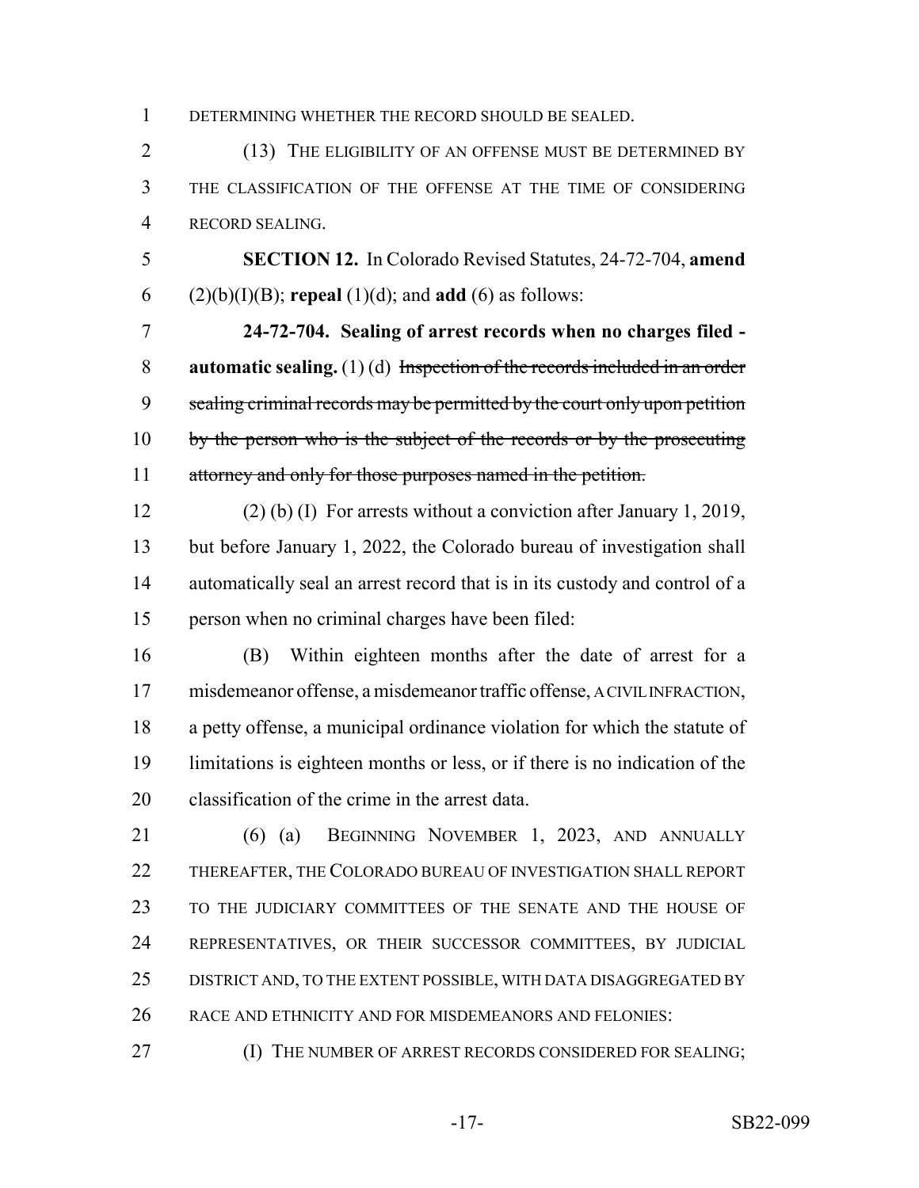DETERMINING WHETHER THE RECORD SHOULD BE SEALED.

(13) THE ELIGIBILITY OF AN OFFENSE MUST BE DETERMINED BY THE CLASSIFICATION OF THE OFFENSE AT THE TIME OF CONSIDERING RECORD SEALING.

**SECTION 12.** In Colorado Revised Statutes, 24-72-704, **amend** (2)(b)(I)(B); **repeal** (1)(d); and **add** (6) as follows:

**24-72-704. Sealing of arrest records when no charges filed - automatic sealing.** (1) (d) ~~Inspection of the records included in an order sealing criminal records may be permitted by the court only upon petition by the person who is the subject of the records or by the prosecuting attorney and only for those purposes named in the petition.~~

(2) (b) (I) For arrests without a conviction after January 1, 2019, but before January 1, 2022, the Colorado bureau of investigation shall automatically seal an arrest record that is in its custody and control of a person when no criminal charges have been filed:

(B) Within eighteen months after the date of arrest for a misdemeanor offense, a misdemeanor traffic offense, A CIVIL INFRACTION, a petty offense, a municipal ordinance violation for which the statute of limitations is eighteen months or less, or if there is no indication of the classification of the crime in the arrest data.

(6) (a) BEGINNING NOVEMBER 1, 2023, AND ANNUALLY THEREAFTER, THE COLORADO BUREAU OF INVESTIGATION SHALL REPORT TO THE JUDICIARY COMMITTEES OF THE SENATE AND THE HOUSE OF REPRESENTATIVES, OR THEIR SUCCESSOR COMMITTEES, BY JUDICIAL DISTRICT AND, TO THE EXTENT POSSIBLE, WITH DATA DISAGGREGATED BY RACE AND ETHNICITY AND FOR MISDEMEANORS AND FELONIES:

(I) THE NUMBER OF ARREST RECORDS CONSIDERED FOR SEALING;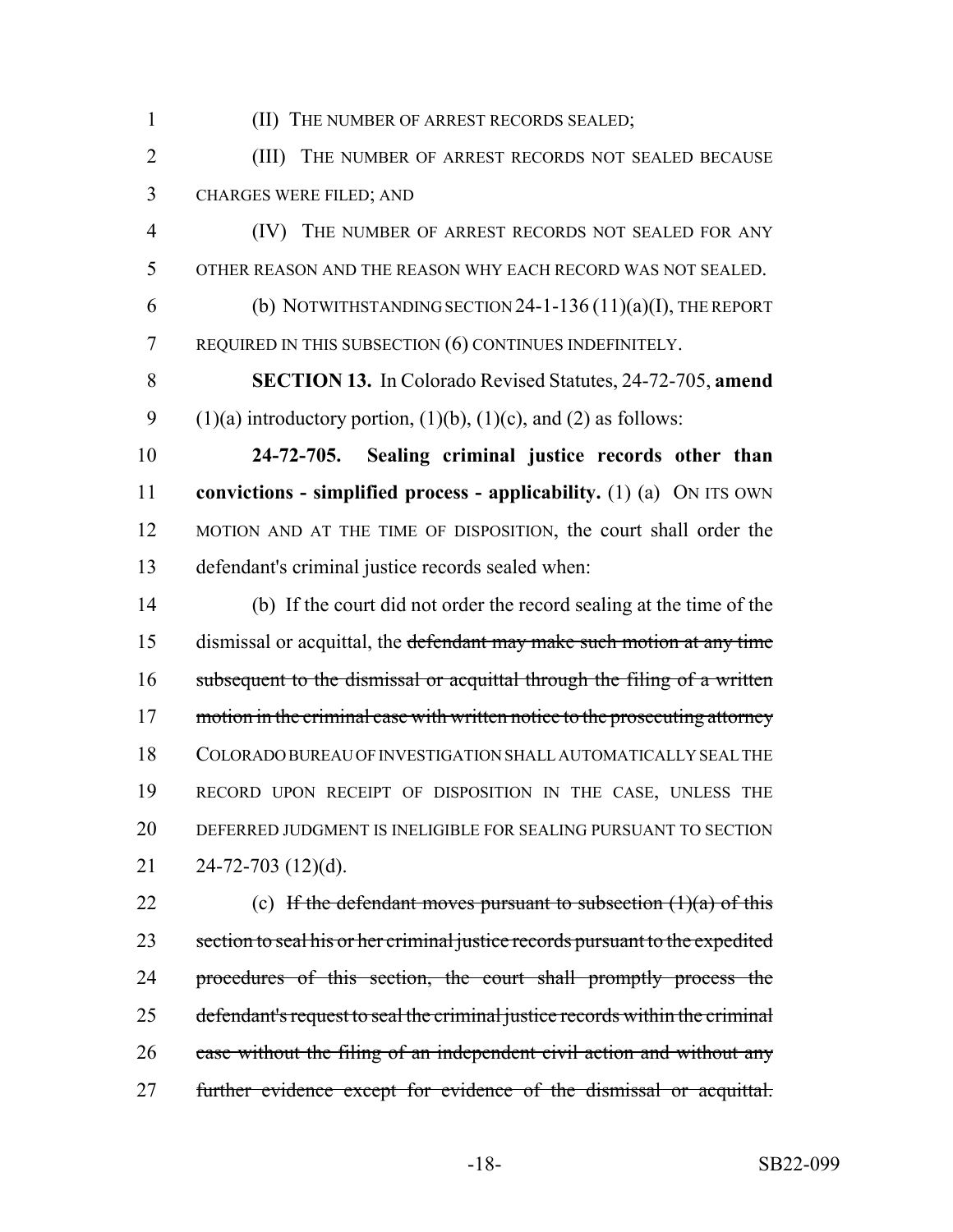(II) THE NUMBER OF ARREST RECORDS SEALED;

(III) THE NUMBER OF ARREST RECORDS NOT SEALED BECAUSE CHARGES WERE FILED; AND

(IV) THE NUMBER OF ARREST RECORDS NOT SEALED FOR ANY OTHER REASON AND THE REASON WHY EACH RECORD WAS NOT SEALED.

(b) NOTWITHSTANDING SECTION 24-1-136 (11)(a)(I), THE REPORT REQUIRED IN THIS SUBSECTION (6) CONTINUES INDEFINITELY.

**SECTION 13.** In Colorado Revised Statutes, 24-72-705, **amend** (1)(a) introductory portion, (1)(b), (1)(c), and (2) as follows:

**24-72-705. Sealing criminal justice records other than convictions - simplified process - applicability.** (1) (a) ON ITS OWN MOTION AND AT THE TIME OF DISPOSITION, the court shall order the defendant's criminal justice records sealed when:

(b) If the court did not order the record sealing at the time of the dismissal or acquittal, the ~~defendant may make such motion at any time subsequent to the dismissal or acquittal through the filing of a written motion in the criminal case with written notice to the prosecuting attorney~~ COLORADO BUREAU OF INVESTIGATION SHALL AUTOMATICALLY SEAL THE RECORD UPON RECEIPT OF DISPOSITION IN THE CASE, UNLESS THE DEFERRED JUDGMENT IS INELIGIBLE FOR SEALING PURSUANT TO SECTION 24-72-703 (12)(d).

(c) ~~If the defendant moves pursuant to subsection (1)(a) of this section to seal his or her criminal justice records pursuant to the expedited procedures of this section, the court shall promptly process the defendant's request to seal the criminal justice records within the criminal case without the filing of an independent civil action and without any further evidence except for evidence of the dismissal or acquittal.~~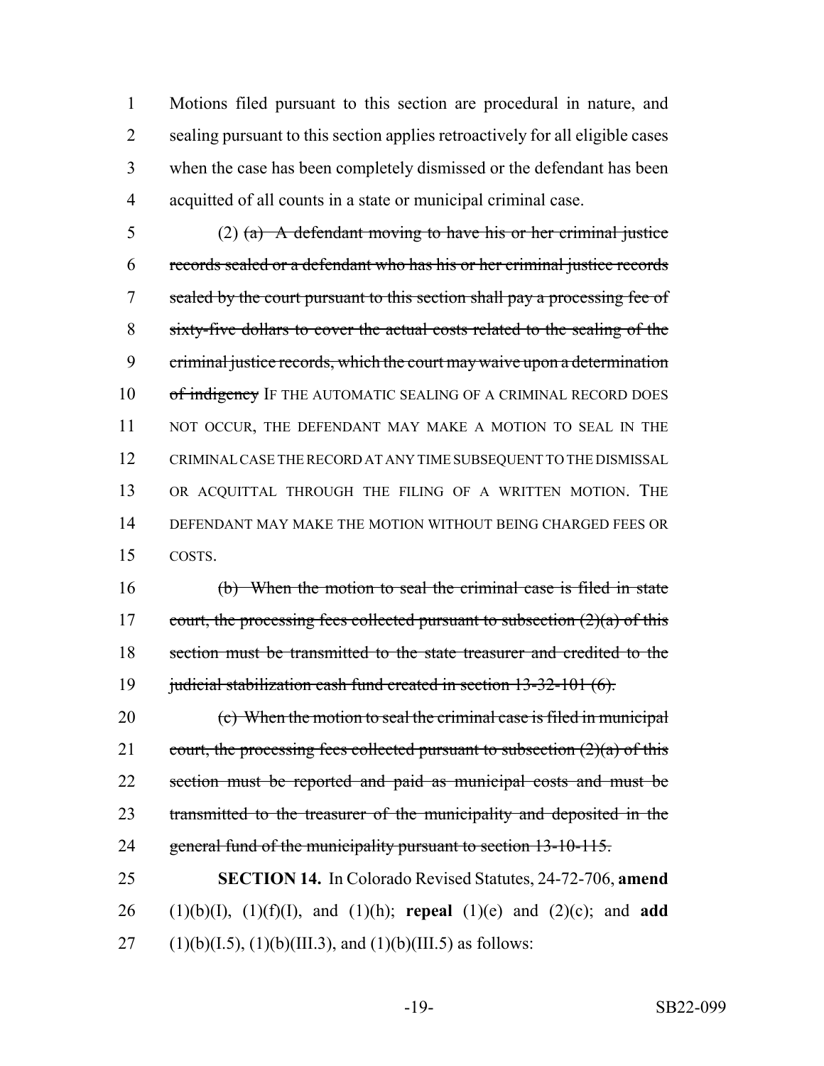Motions filed pursuant to this section are procedural in nature, and sealing pursuant to this section applies retroactively for all eligible cases when the case has been completely dismissed or the defendant has been acquitted of all counts in a state or municipal criminal case.

(2) ~~(a) A defendant moving to have his or her criminal justice records sealed or a defendant who has his or her criminal justice records sealed by the court pursuant to this section shall pay a processing fee of sixty-five dollars to cover the actual costs related to the sealing of the criminal justice records, which the court may waive upon a determination of indigency~~ IF THE AUTOMATIC SEALING OF A CRIMINAL RECORD DOES NOT OCCUR, THE DEFENDANT MAY MAKE A MOTION TO SEAL IN THE CRIMINAL CASE THE RECORD AT ANY TIME SUBSEQUENT TO THE DISMISSAL OR ACQUITTAL THROUGH THE FILING OF A WRITTEN MOTION. THE DEFENDANT MAY MAKE THE MOTION WITHOUT BEING CHARGED FEES OR COSTS.

~~(b) When the motion to seal the criminal case is filed in state court, the processing fees collected pursuant to subsection (2)(a) of this section must be transmitted to the state treasurer and credited to the judicial stabilization cash fund created in section 13-32-101 (6).~~

~~(c) When the motion to seal the criminal case is filed in municipal court, the processing fees collected pursuant to subsection (2)(a) of this section must be reported and paid as municipal costs and must be transmitted to the treasurer of the municipality and deposited in the general fund of the municipality pursuant to section 13-10-115.~~

**SECTION 14.** In Colorado Revised Statutes, 24-72-706, **amend** (1)(b)(I), (1)(f)(I), and (1)(h); **repeal** (1)(e) and (2)(c); and **add** (1)(b)(I.5), (1)(b)(III.3), and (1)(b)(III.5) as follows: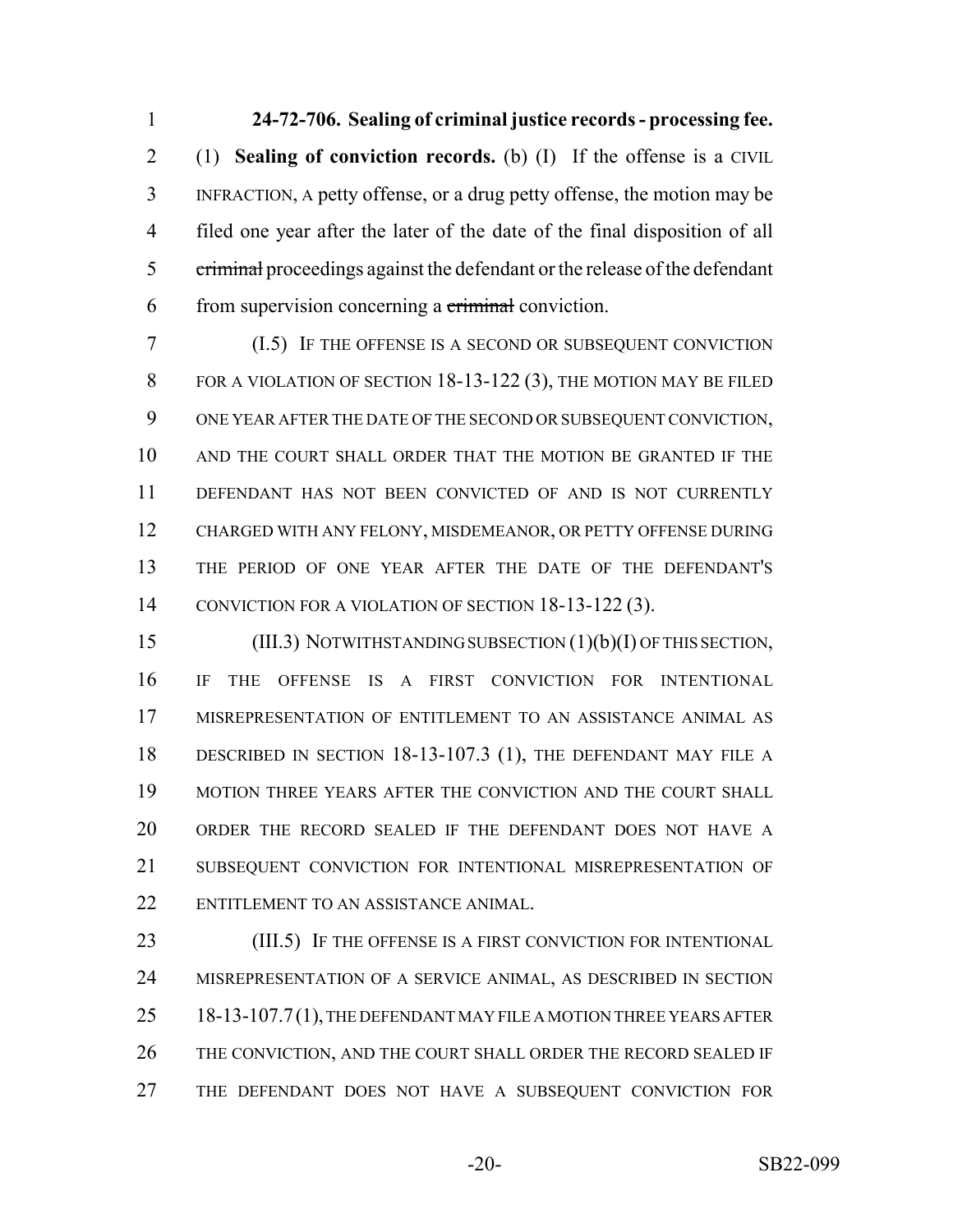**24-72-706. Sealing of criminal justice records - processing fee.** (1) **Sealing of conviction records.** (b) (I) If the offense is a CIVIL INFRACTION, A petty offense, or a drug petty offense, the motion may be filed one year after the later of the date of the final disposition of all ~~criminal~~ proceedings against the defendant or the release of the defendant from supervision concerning a ~~criminal~~ conviction.

(I.5) IF THE OFFENSE IS A SECOND OR SUBSEQUENT CONVICTION FOR A VIOLATION OF SECTION 18-13-122 (3), THE MOTION MAY BE FILED ONE YEAR AFTER THE DATE OF THE SECOND OR SUBSEQUENT CONVICTION, AND THE COURT SHALL ORDER THAT THE MOTION BE GRANTED IF THE DEFENDANT HAS NOT BEEN CONVICTED OF AND IS NOT CURRENTLY CHARGED WITH ANY FELONY, MISDEMEANOR, OR PETTY OFFENSE DURING THE PERIOD OF ONE YEAR AFTER THE DATE OF THE DEFENDANT'S CONVICTION FOR A VIOLATION OF SECTION 18-13-122 (3).

(III.3) NOTWITHSTANDING SUBSECTION (1)(b)(I) OF THIS SECTION, IF THE OFFENSE IS A FIRST CONVICTION FOR INTENTIONAL MISREPRESENTATION OF ENTITLEMENT TO AN ASSISTANCE ANIMAL AS DESCRIBED IN SECTION 18-13-107.3 (1), THE DEFENDANT MAY FILE A MOTION THREE YEARS AFTER THE CONVICTION AND THE COURT SHALL ORDER THE RECORD SEALED IF THE DEFENDANT DOES NOT HAVE A SUBSEQUENT CONVICTION FOR INTENTIONAL MISREPRESENTATION OF ENTITLEMENT TO AN ASSISTANCE ANIMAL.

(III.5) IF THE OFFENSE IS A FIRST CONVICTION FOR INTENTIONAL MISREPRESENTATION OF A SERVICE ANIMAL, AS DESCRIBED IN SECTION 18-13-107.7 (1), THE DEFENDANT MAY FILE A MOTION THREE YEARS AFTER THE CONVICTION, AND THE COURT SHALL ORDER THE RECORD SEALED IF THE DEFENDANT DOES NOT HAVE A SUBSEQUENT CONVICTION FOR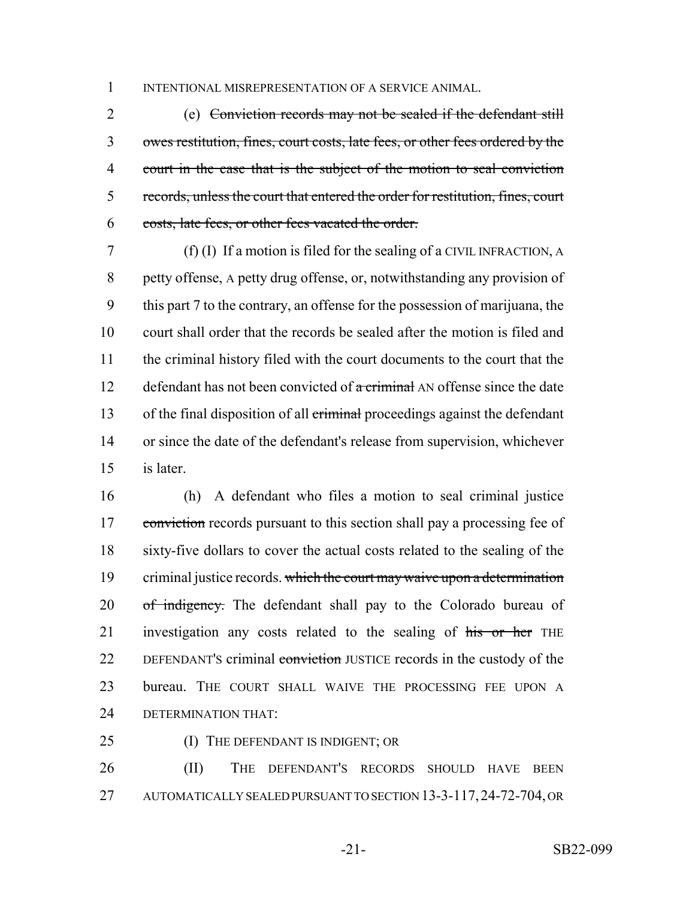INTENTIONAL MISREPRESENTATION OF A SERVICE ANIMAL.

(e) ~~Conviction records may not be sealed if the defendant still owes restitution, fines, court costs, late fees, or other fees ordered by the court in the case that is the subject of the motion to seal conviction records, unless the court that entered the order for restitution, fines, court costs, late fees, or other fees vacated the order.~~

(f) (I) If a motion is filed for the sealing of a CIVIL INFRACTION, A petty offense, A petty drug offense, or, notwithstanding any provision of this part 7 to the contrary, an offense for the possession of marijuana, the court shall order that the records be sealed after the motion is filed and the criminal history filed with the court documents to the court that the defendant has not been convicted of ~~a criminal~~ AN offense since the date of the final disposition of all ~~criminal~~ proceedings against the defendant or since the date of the defendant's release from supervision, whichever is later.

(h) A defendant who files a motion to seal criminal justice ~~conviction~~ records pursuant to this section shall pay a processing fee of sixty-five dollars to cover the actual costs related to the sealing of the criminal justice records. ~~which the court may waive upon a determination of indigency.~~ The defendant shall pay to the Colorado bureau of investigation any costs related to the sealing of ~~his or her~~ THE DEFENDANT'S criminal ~~conviction~~ JUSTICE records in the custody of the bureau. THE COURT SHALL WAIVE THE PROCESSING FEE UPON A DETERMINATION THAT:

(I) THE DEFENDANT IS INDIGENT; OR

(II) THE DEFENDANT'S RECORDS SHOULD HAVE BEEN AUTOMATICALLY SEALED PURSUANT TO SECTION 13-3-117, 24-72-704, OR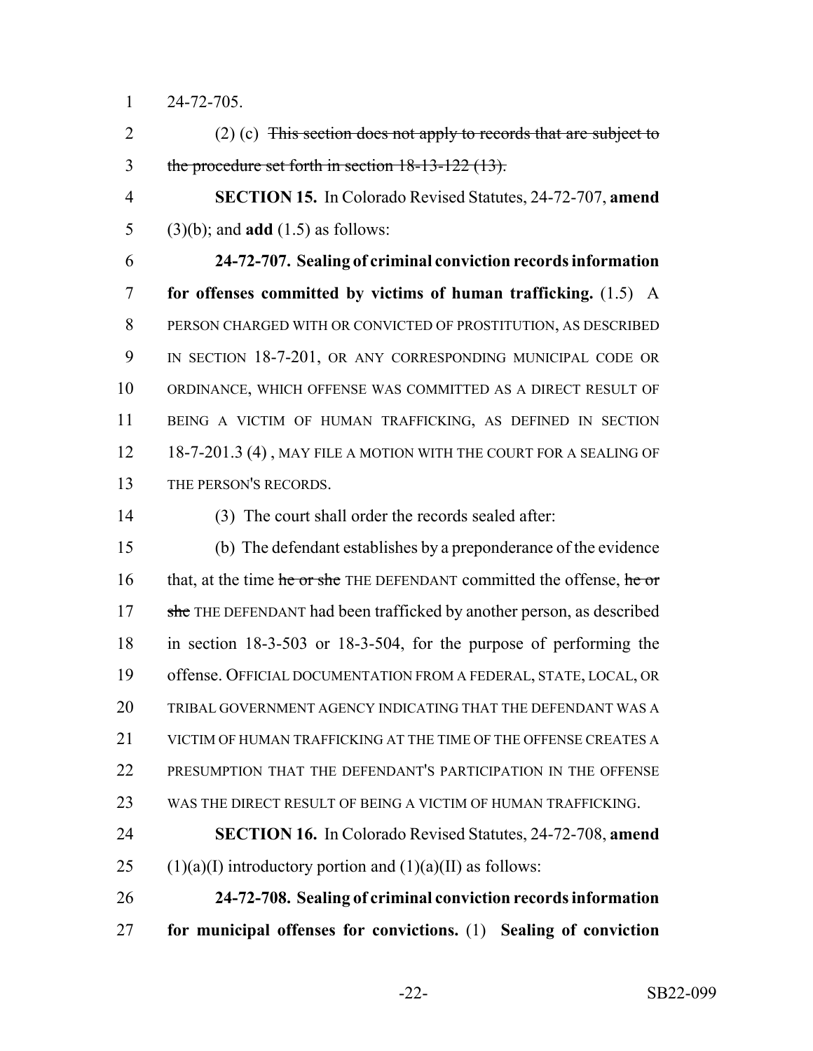24-72-705.

(2) (c) ~~This section does not apply to records that are subject to the procedure set forth in section 18-13-122 (13).~~

**SECTION 15.** In Colorado Revised Statutes, 24-72-707, **amend** (3)(b); and **add** (1.5) as follows:

**24-72-707. Sealing of criminal conviction records information for offenses committed by victims of human trafficking.** (1.5) A PERSON CHARGED WITH OR CONVICTED OF PROSTITUTION, AS DESCRIBED IN SECTION 18-7-201, OR ANY CORRESPONDING MUNICIPAL CODE OR ORDINANCE, WHICH OFFENSE WAS COMMITTED AS A DIRECT RESULT OF BEING A VICTIM OF HUMAN TRAFFICKING, AS DEFINED IN SECTION 18-7-201.3 (4) , MAY FILE A MOTION WITH THE COURT FOR A SEALING OF THE PERSON'S RECORDS.

(3) The court shall order the records sealed after:

(b) The defendant establishes by a preponderance of the evidence that, at the time ~~he or she~~ THE DEFENDANT committed the offense, ~~he or she~~ THE DEFENDANT had been trafficked by another person, as described in section 18-3-503 or 18-3-504, for the purpose of performing the offense. OFFICIAL DOCUMENTATION FROM A FEDERAL, STATE, LOCAL, OR TRIBAL GOVERNMENT AGENCY INDICATING THAT THE DEFENDANT WAS A VICTIM OF HUMAN TRAFFICKING AT THE TIME OF THE OFFENSE CREATES A PRESUMPTION THAT THE DEFENDANT'S PARTICIPATION IN THE OFFENSE WAS THE DIRECT RESULT OF BEING A VICTIM OF HUMAN TRAFFICKING.

**SECTION 16.** In Colorado Revised Statutes, 24-72-708, **amend** (1)(a)(I) introductory portion and (1)(a)(II) as follows:

**24-72-708. Sealing of criminal conviction records information for municipal offenses for convictions.** (1) **Sealing of conviction**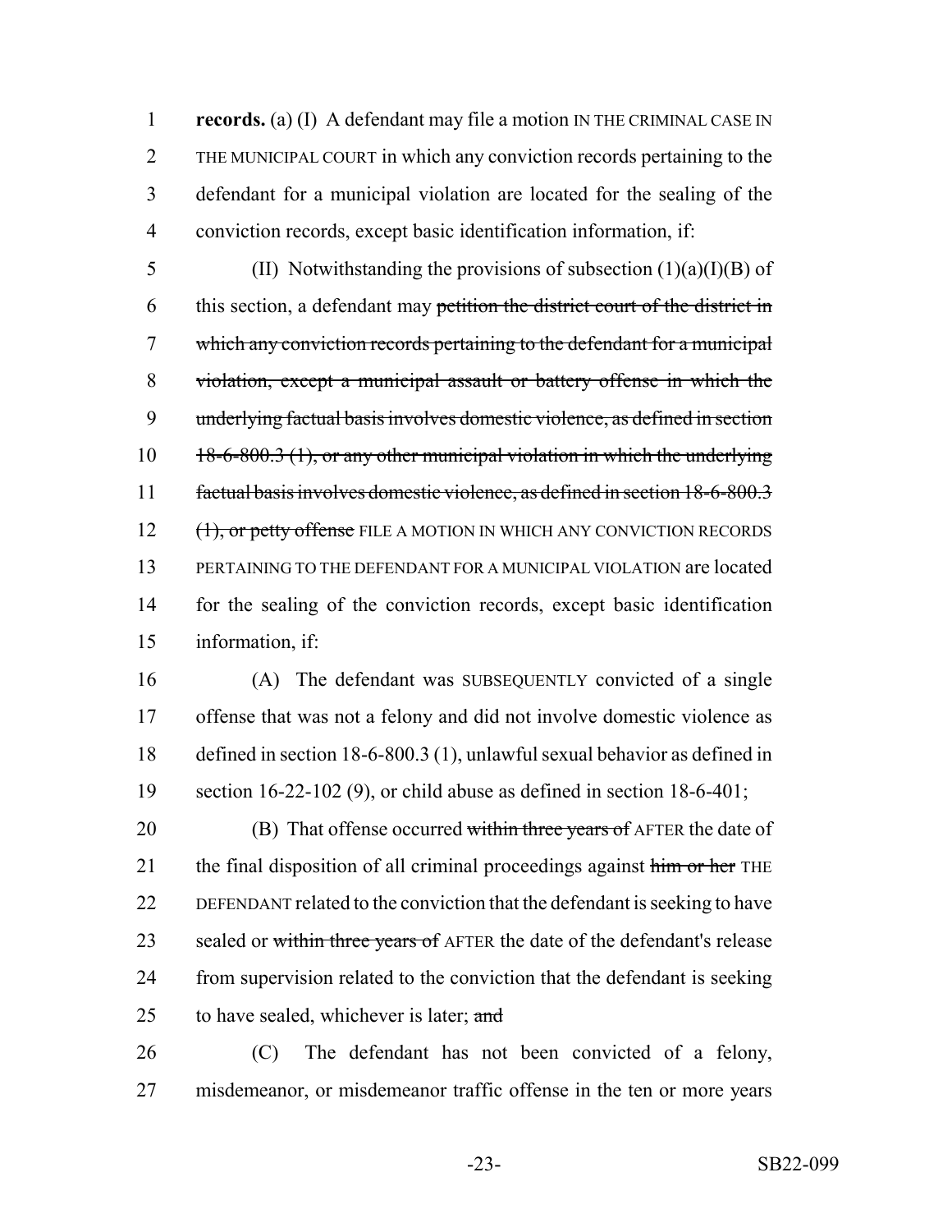**records.** (a) (I) A defendant may file a motion IN THE CRIMINAL CASE IN THE MUNICIPAL COURT in which any conviction records pertaining to the defendant for a municipal violation are located for the sealing of the conviction records, except basic identification information, if:

(II) Notwithstanding the provisions of subsection (1)(a)(I)(B) of this section, a defendant may ~~petition the district court of the district in which any conviction records pertaining to the defendant for a municipal violation, except a municipal assault or battery offense in which the underlying factual basis involves domestic violence, as defined in section 18-6-800.3 (1), or any other municipal violation in which the underlying factual basis involves domestic violence, as defined in section 18-6-800.3 (1), or petty offense~~ FILE A MOTION IN WHICH ANY CONVICTION RECORDS PERTAINING TO THE DEFENDANT FOR A MUNICIPAL VIOLATION are located for the sealing of the conviction records, except basic identification information, if:

(A) The defendant was SUBSEQUENTLY convicted of a single offense that was not a felony and did not involve domestic violence as defined in section 18-6-800.3 (1), unlawful sexual behavior as defined in section 16-22-102 (9), or child abuse as defined in section 18-6-401;

(B) That offense occurred ~~within three years of~~ AFTER the date of the final disposition of all criminal proceedings against ~~him or her~~ THE DEFENDANT related to the conviction that the defendant is seeking to have sealed or ~~within three years of~~ AFTER the date of the defendant's release from supervision related to the conviction that the defendant is seeking to have sealed, whichever is later; ~~and~~

(C) The defendant has not been convicted of a felony, misdemeanor, or misdemeanor traffic offense in the ten or more years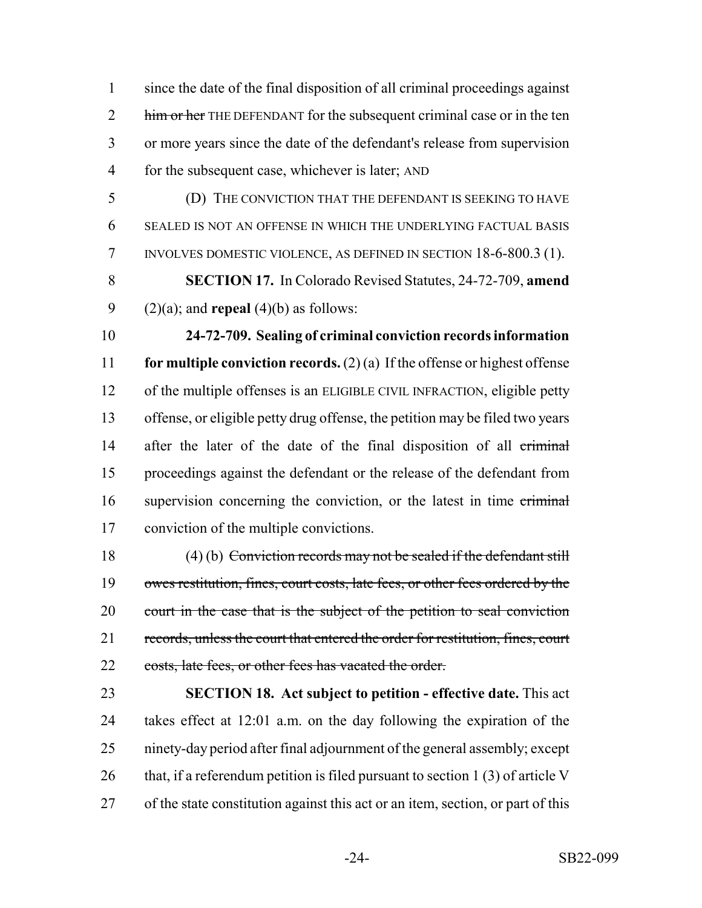since the date of the final disposition of all criminal proceedings against ~~him or her~~ THE DEFENDANT for the subsequent criminal case or in the ten or more years since the date of the defendant's release from supervision for the subsequent case, whichever is later; AND

(D) THE CONVICTION THAT THE DEFENDANT IS SEEKING TO HAVE SEALED IS NOT AN OFFENSE IN WHICH THE UNDERLYING FACTUAL BASIS INVOLVES DOMESTIC VIOLENCE, AS DEFINED IN SECTION 18-6-800.3 (1).

**SECTION 17.** In Colorado Revised Statutes, 24-72-709, **amend** (2)(a); and **repeal** (4)(b) as follows:

**24-72-709. Sealing of criminal conviction records information for multiple conviction records.** (2) (a) If the offense or highest offense of the multiple offenses is an ELIGIBLE CIVIL INFRACTION, eligible petty offense, or eligible petty drug offense, the petition may be filed two years after the later of the date of the final disposition of all ~~criminal~~ proceedings against the defendant or the release of the defendant from supervision concerning the conviction, or the latest in time ~~criminal~~ conviction of the multiple convictions.

(4) (b) ~~Conviction records may not be sealed if the defendant still owes restitution, fines, court costs, late fees, or other fees ordered by the court in the case that is the subject of the petition to seal conviction records, unless the court that entered the order for restitution, fines, court costs, late fees, or other fees has vacated the order.~~

**SECTION 18. Act subject to petition - effective date.** This act takes effect at 12:01 a.m. on the day following the expiration of the ninety-day period after final adjournment of the general assembly; except that, if a referendum petition is filed pursuant to section 1 (3) of article V of the state constitution against this act or an item, section, or part of this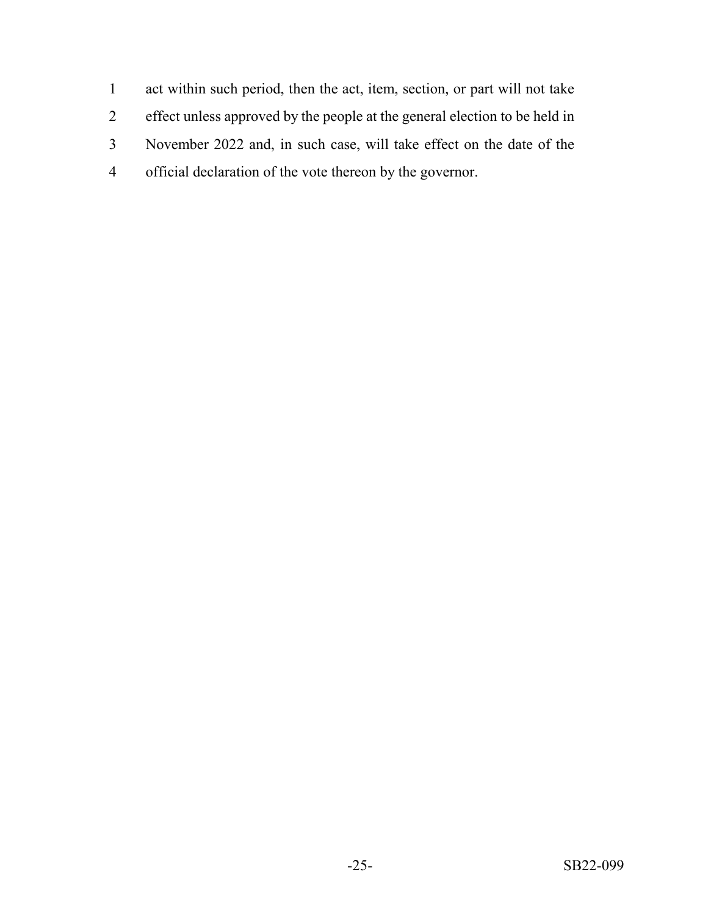act within such period, then the act, item, section, or part will not take effect unless approved by the people at the general election to be held in November 2022 and, in such case, will take effect on the date of the official declaration of the vote thereon by the governor.